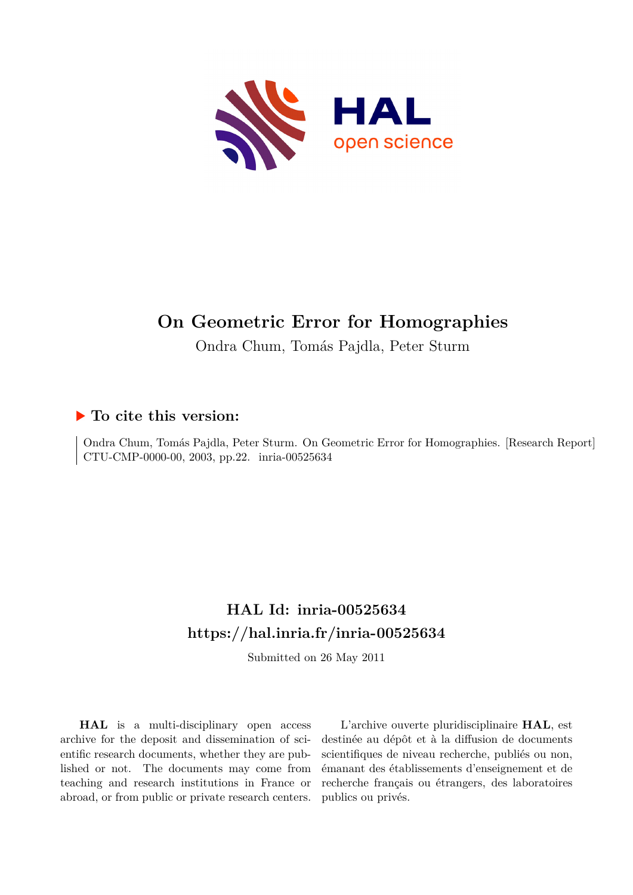# On Geometric Error for Homographies

Ondra Chum, Tomás Pajdla, Peter Sturm

## ▶ To cite this version:

Ondra Chum, Tomás Pajdla, Peter Sturm. On Geometric Error for Homographies. [Research Report] CTU-CMP-0000-00, 2003, pp.22. inria-00525634

## HAL Id: inria-00525634

## https://hal.inria.fr/inria-00525634

Submitted on 26 May 2011

**HAL** is a multi-disciplinary open access archive for the deposit and dissemination of scientific research documents, whether they are published or not. The documents may come from teaching and research institutions in France or abroad, or from public or private research centers.

L'archive ouverte pluridisciplinaire **HAL**, est destinée au dépôt et à la diffusion de documents scientifiques de niveau recherche, publiés ou non, émanant des établissements d'enseignement et de recherche français ou étrangers, des laboratoires publics ou privés.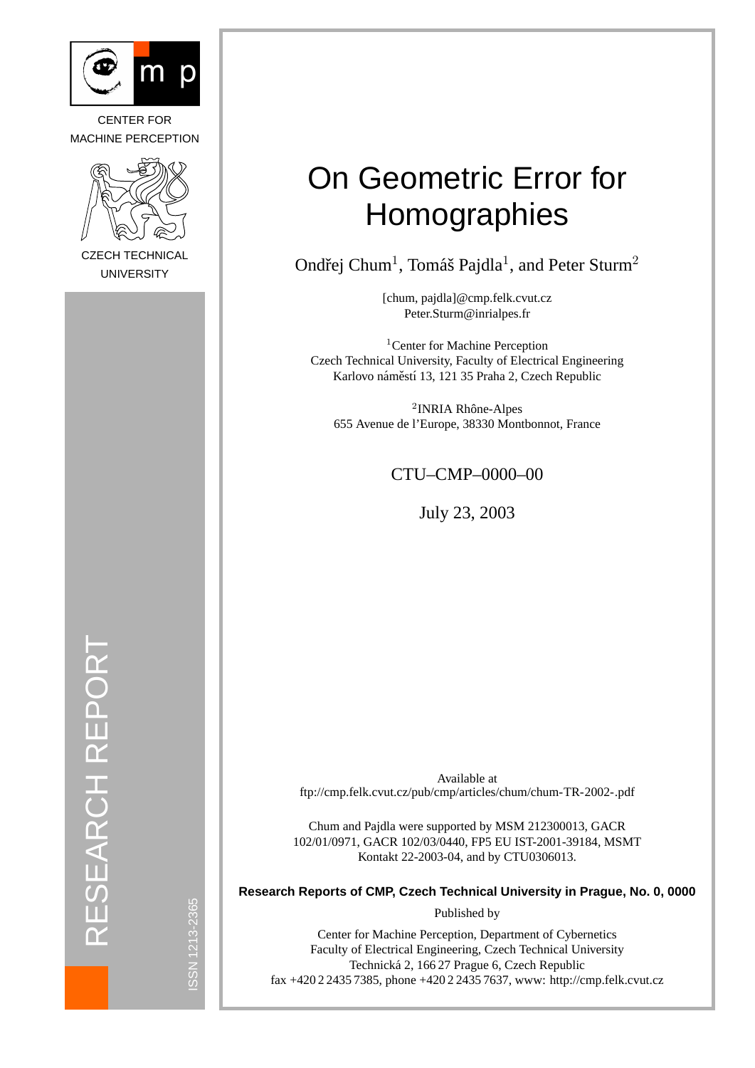CENTER FOR MACHINE PERCEPTION

CZECH TECHNICAL UNIVERSITY

RESEARCH REPORT

ISSN 1213-2365

# On Geometric Error for Homographies

Ondřej Chum[1], Tomáš Pajdla[1], and Peter Sturm[2]

[chum, pajdla]@cmp.felk.cvut.cz
Peter.Sturm@inrialpes.fr

[1]Center for Machine Perception
Czech Technical University, Faculty of Electrical Engineering
Karlovo náměstí 13, 121 35 Praha 2, Czech Republic

[2]INRIA Rhône-Alpes
655 Avenue de l'Europe, 38330 Montbonnot, France

CTU–CMP–0000–00

July 23, 2003

Available at
ftp://cmp.felk.cvut.cz/pub/cmp/articles/chum/chum-TR-2002-.pdf

Chum and Pajdla were supported by MSM 212300013, GACR 102/01/0971, GACR 102/03/0440, FP5 EU IST-2001-39184, MSMT Kontakt 22-2003-04, and by CTU0306013.

**Research Reports of CMP, Czech Technical University in Prague, No. 0, 0000**

Published by

Center for Machine Perception, Department of Cybernetics
Faculty of Electrical Engineering, Czech Technical University
Technická 2, 166 27 Prague 6, Czech Republic
fax +420 2 2435 7385, phone +420 2 2435 7637, www: http://cmp.felk.cvut.cz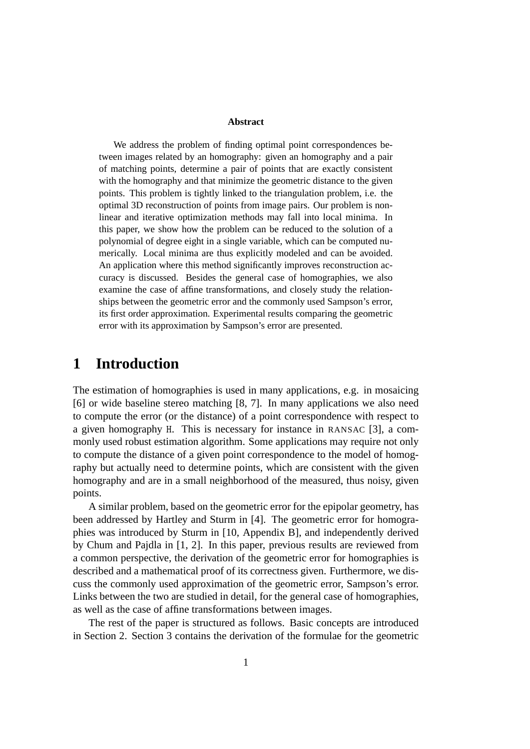**Abstract**

We address the problem of finding optimal point correspondences between images related by an homography: given an homography and a pair of matching points, determine a pair of points that are exactly consistent with the homography and that minimize the geometric distance to the given points. This problem is tightly linked to the triangulation problem, i.e. the optimal 3D reconstruction of points from image pairs. Our problem is non-linear and iterative optimization methods may fall into local minima. In this paper, we show how the problem can be reduced to the solution of a polynomial of degree eight in a single variable, which can be computed numerically. Local minima are thus explicitly modeled and can be avoided. An application where this method significantly improves reconstruction accuracy is discussed. Besides the general case of homographies, we also examine the case of affine transformations, and closely study the relationships between the geometric error and the commonly used Sampson's error, its first order approximation. Experimental results comparing the geometric error with its approximation by Sampson's error are presented.

# 1 Introduction

The estimation of homographies is used in many applications, e.g. in mosaicing [6] or wide baseline stereo matching [8, 7]. In many applications we also need to compute the error (or the distance) of a point correspondence with respect to a given homography $\mathtt{H}$. This is necessary for instance in RANSAC [3], a commonly used robust estimation algorithm. Some applications may require not only to compute the distance of a given point correspondence to the model of homography but actually need to determine points, which are consistent with the given homography and are in a small neighborhood of the measured, thus noisy, given points.

A similar problem, based on the geometric error for the epipolar geometry, has been addressed by Hartley and Sturm in [4]. The geometric error for homographies was introduced by Sturm in [10, Appendix B], and independently derived by Chum and Pajdla in [1, 2]. In this paper, previous results are reviewed from a common perspective, the derivation of the geometric error for homographies is described and a mathematical proof of its correctness given. Furthermore, we discuss the commonly used approximation of the geometric error, Sampson's error. Links between the two are studied in detail, for the general case of homographies, as well as the case of affine transformations between images.

The rest of the paper is structured as follows. Basic concepts are introduced in Section 2. Section 3 contains the derivation of the formulae for the geometric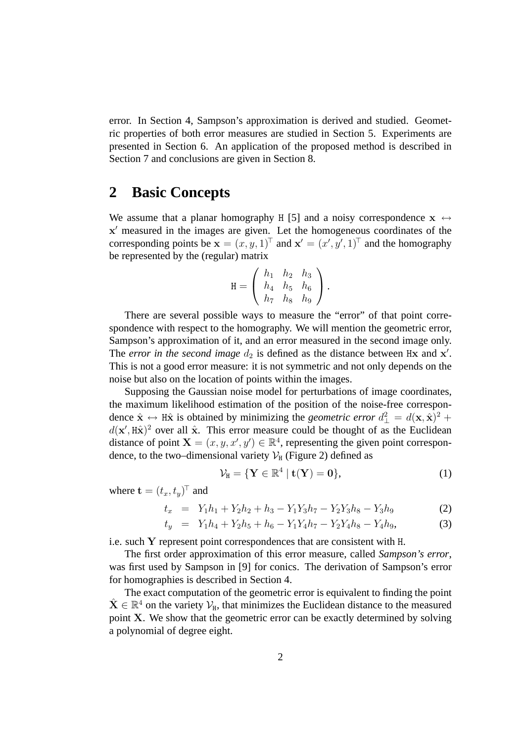error. In Section 4, Sampson's approximation is derived and studied. Geometric properties of both error measures are studied in Section 5. Experiments are presented in Section 6. An application of the proposed method is described in Section 7 and conclusions are given in Section 8.

## 2 Basic Concepts

We assume that a planar homography $\mathtt{H}$ [5] and a noisy correspondence $\mathbf{x} \leftrightarrow \mathbf{x}'$ measured in the images are given. Let the homogeneous coordinates of the corresponding points be $\mathbf{x} = (x, y, 1)^\top$ and $\mathbf{x}' = (x', y', 1)^\top$ and the homography be represented by the (regular) matrix

$$\mathtt{H} = \begin{pmatrix} h_1 & h_2 & h_3 \\ h_4 & h_5 & h_6 \\ h_7 & h_8 & h_9 \end{pmatrix}.$$

There are several possible ways to measure the "error" of that point correspondence with respect to the homography. We will mention the geometric error, Sampson's approximation of it, and an error measured in the second image only. The *error in the second image* $d_2$ is defined as the distance between $\mathtt{H}\mathbf{x}$ and $\mathbf{x}'$. This is not a good error measure: it is not symmetric and not only depends on the noise but also on the location of points within the images.

Supposing the Gaussian noise model for perturbations of image coordinates, the maximum likelihood estimation of the position of the noise-free correspondence $\hat{\mathbf{x}} \leftrightarrow \mathtt{H}\hat{\mathbf{x}}$ is obtained by minimizing the *geometric error* $d_\perp^2 = d(\mathbf{x}, \hat{\mathbf{x}})^2 + d(\mathbf{x}', \mathtt{H}\hat{\mathbf{x}})^2$ over all $\hat{\mathbf{x}}$. This error measure could be thought of as the Euclidean distance of point $\mathbf{X} = (x, y, x', y') \in \mathbb{R}^4$, representing the given point correspondence, to the two–dimensional variety $\mathcal{V}_{\mathtt{H}}$ (Figure 2) defined as

$$\mathcal{V}_{\mathtt{H}} = \{\mathbf{Y} \in \mathbb{R}^4 \mid \mathbf{t}(\mathbf{Y}) = \mathbf{0}\}, \tag{1}$$

where $\mathbf{t} = (t_x, t_y)^\top$ and

$$t_x = Y_1 h_1 + Y_2 h_2 + h_3 - Y_1 Y_3 h_7 - Y_2 Y_3 h_8 - Y_3 h_9 \tag{2}$$

$$t_y = Y_1 h_4 + Y_2 h_5 + h_6 - Y_1 Y_4 h_7 - Y_2 Y_4 h_8 - Y_4 h_9, \tag{3}$$

i.e. such $\mathbf{Y}$ represent point correspondences that are consistent with $\mathtt{H}$.

The first order approximation of this error measure, called *Sampson's error*, was first used by Sampson in [9] for conics. The derivation of Sampson's error for homographies is described in Section 4.

The exact computation of the geometric error is equivalent to finding the point $\hat{\mathbf{X}} \in \mathbb{R}^4$ on the variety $\mathcal{V}_{\mathtt{H}}$, that minimizes the Euclidean distance to the measured point $\mathbf{X}$. We show that the geometric error can be exactly determined by solving a polynomial of degree eight.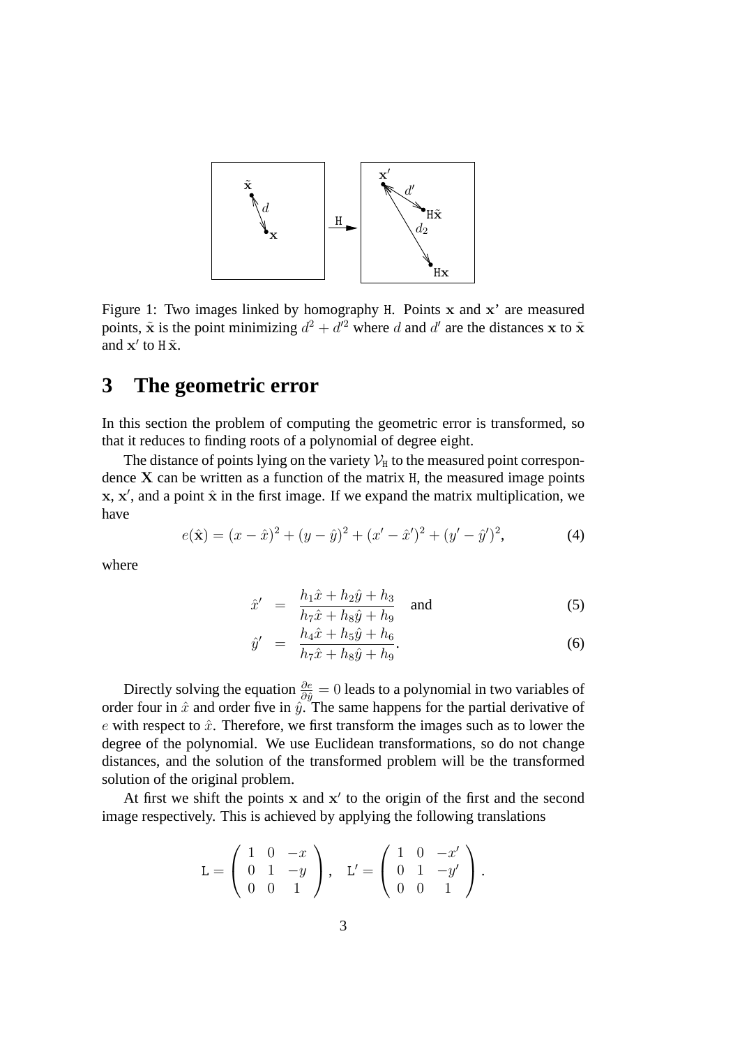Figure 1: Two images linked by homography $\mathtt{H}$. Points $\mathbf{x}$ and $\mathbf{x}$' are measured points, $\tilde{\mathbf{x}}$ is the point minimizing $d^2 + d'^2$ where $d$ and $d'$ are the distances $\mathbf{x}$ to $\tilde{\mathbf{x}}$ and $\mathbf{x}'$ to $\mathtt{H}\,\tilde{\mathbf{x}}$.

# 3 The geometric error

In this section the problem of computing the geometric error is transformed, so that it reduces to finding roots of a polynomial of degree eight.

The distance of points lying on the variety $\mathcal{V}_{\mathtt{H}}$ to the measured point correspondence $\mathbf{X}$ can be written as a function of the matrix $\mathtt{H}$, the measured image points $\mathbf{x}$, $\mathbf{x}'$, and a point $\hat{\mathbf{x}}$ in the first image. If we expand the matrix multiplication, we have

$$e(\hat{\mathbf{x}}) = (x - \hat{x})^2 + (y - \hat{y})^2 + (x' - \hat{x}')^2 + (y' - \hat{y}')^2, \tag{4}$$

where

$$\hat{x}' = \frac{h_1\hat{x} + h_2\hat{y} + h_3}{h_7\hat{x} + h_8\hat{y} + h_9} \quad \text{and} \tag{5}$$

$$\hat{y}' = \frac{h_4\hat{x} + h_5\hat{y} + h_6}{h_7\hat{x} + h_8\hat{y} + h_9}. \tag{6}$$

Directly solving the equation $\frac{\partial e}{\partial \hat{y}} = 0$ leads to a polynomial in two variables of order four in $\hat{x}$ and order five in $\hat{y}$. The same happens for the partial derivative of $e$ with respect to $\hat{x}$. Therefore, we first transform the images such as to lower the degree of the polynomial. We use Euclidean transformations, so do not change distances, and the solution of the transformed problem will be the transformed solution of the original problem.

At first we shift the points $\mathbf{x}$ and $\mathbf{x}'$ to the origin of the first and the second image respectively. This is achieved by applying the following translations

$$\mathtt{L} = \begin{pmatrix} 1 & 0 & -x \\ 0 & 1 & -y \\ 0 & 0 & 1 \end{pmatrix}, \quad \mathtt{L}' = \begin{pmatrix} 1 & 0 & -x' \\ 0 & 1 & -y' \\ 0 & 0 & 1 \end{pmatrix}.$$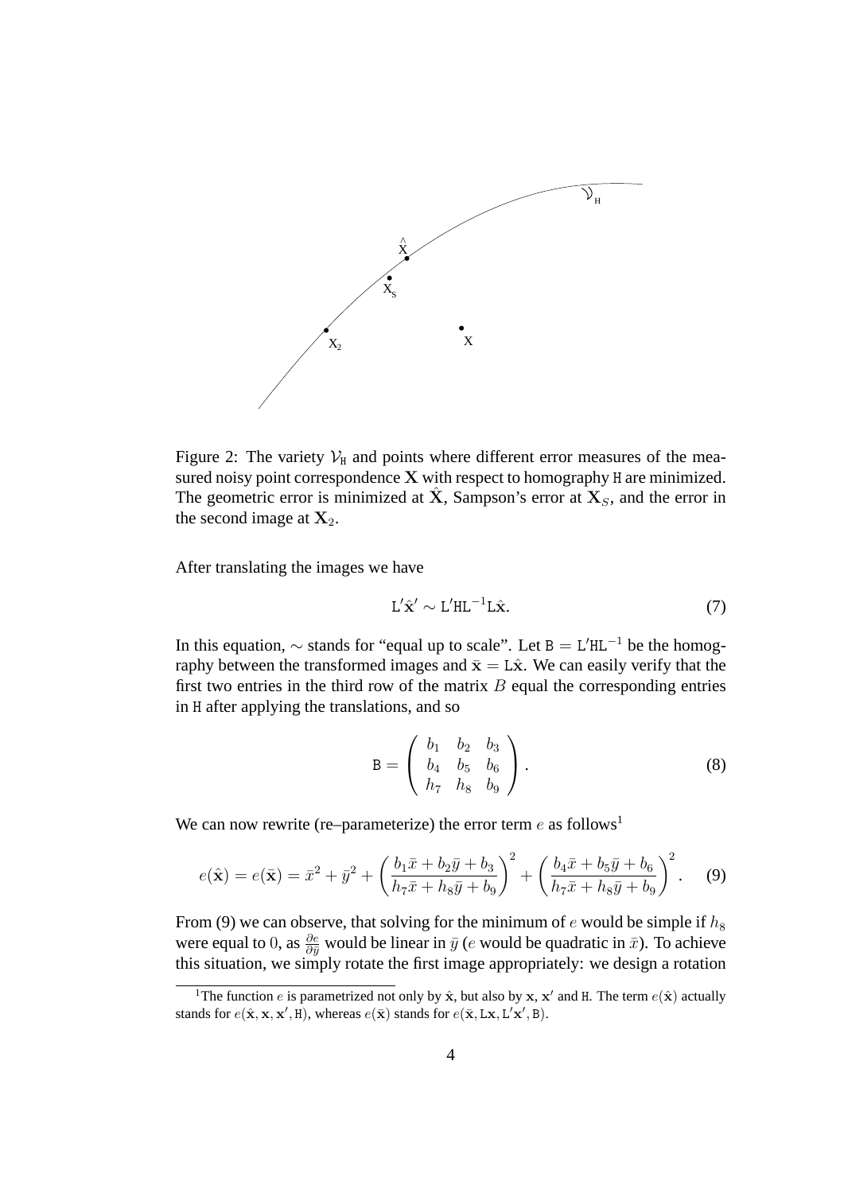Figure 2: The variety $\mathcal{V}_{\mathtt{H}}$ and points where different error measures of the measured noisy point correspondence $\mathbf{X}$ with respect to homography H are minimized. The geometric error is minimized at $\hat{\mathbf{X}}$, Sampson's error at $\mathbf{X}_S$, and the error in the second image at $\mathbf{X}_2$.

After translating the images we have

$$\mathtt{L}'\hat{\mathbf{x}}' \sim \mathtt{L}'\mathtt{H}\mathtt{L}^{-1}\mathtt{L}\hat{\mathbf{x}}. \tag{7}$$

In this equation, $\sim$ stands for "equal up to scale". Let $\mathtt{B} = \mathtt{L}'\mathtt{H}\mathtt{L}^{-1}$ be the homography between the transformed images and $\bar{\mathbf{x}} = \mathtt{L}\hat{\mathbf{x}}$. We can easily verify that the first two entries in the third row of the matrix $B$ equal the corresponding entries in H after applying the translations, and so

$$\mathtt{B} = \begin{pmatrix} b_1 & b_2 & b_3 \\ b_4 & b_5 & b_6 \\ h_7 & h_8 & b_9 \end{pmatrix}. \tag{8}$$

We can now rewrite (re–parameterize) the error term $e$ as follows[1]

$$e(\hat{\mathbf{x}}) = e(\bar{\mathbf{x}}) = \bar{x}^2 + \bar{y}^2 + \left(\frac{b_1\bar{x} + b_2\bar{y} + b_3}{h_7\bar{x} + h_8\bar{y} + b_9}\right)^2 + \left(\frac{b_4\bar{x} + b_5\bar{y} + b_6}{h_7\bar{x} + h_8\bar{y} + b_9}\right)^2. \tag{9}$$

From (9) we can observe, that solving for the minimum of $e$ would be simple if $h_8$ were equal to $0$, as $\frac{\partial e}{\partial \bar{y}}$ would be linear in $\bar{y}$ ($e$ would be quadratic in $\bar{x}$). To achieve this situation, we simply rotate the first image appropriately: we design a rotation

[1] The function $e$ is parametrized not only by $\hat{\mathbf{x}}$, but also by $\mathbf{x}$, $\mathbf{x}'$ and H. The term $e(\hat{\mathbf{x}})$ actually stands for $e(\hat{\mathbf{x}}, \mathbf{x}, \mathbf{x}', \mathtt{H})$, whereas $e(\bar{\mathbf{x}})$ stands for $e(\bar{\mathbf{x}}, \mathtt{L}\mathbf{x}, \mathtt{L}'\mathbf{x}', \mathtt{B})$.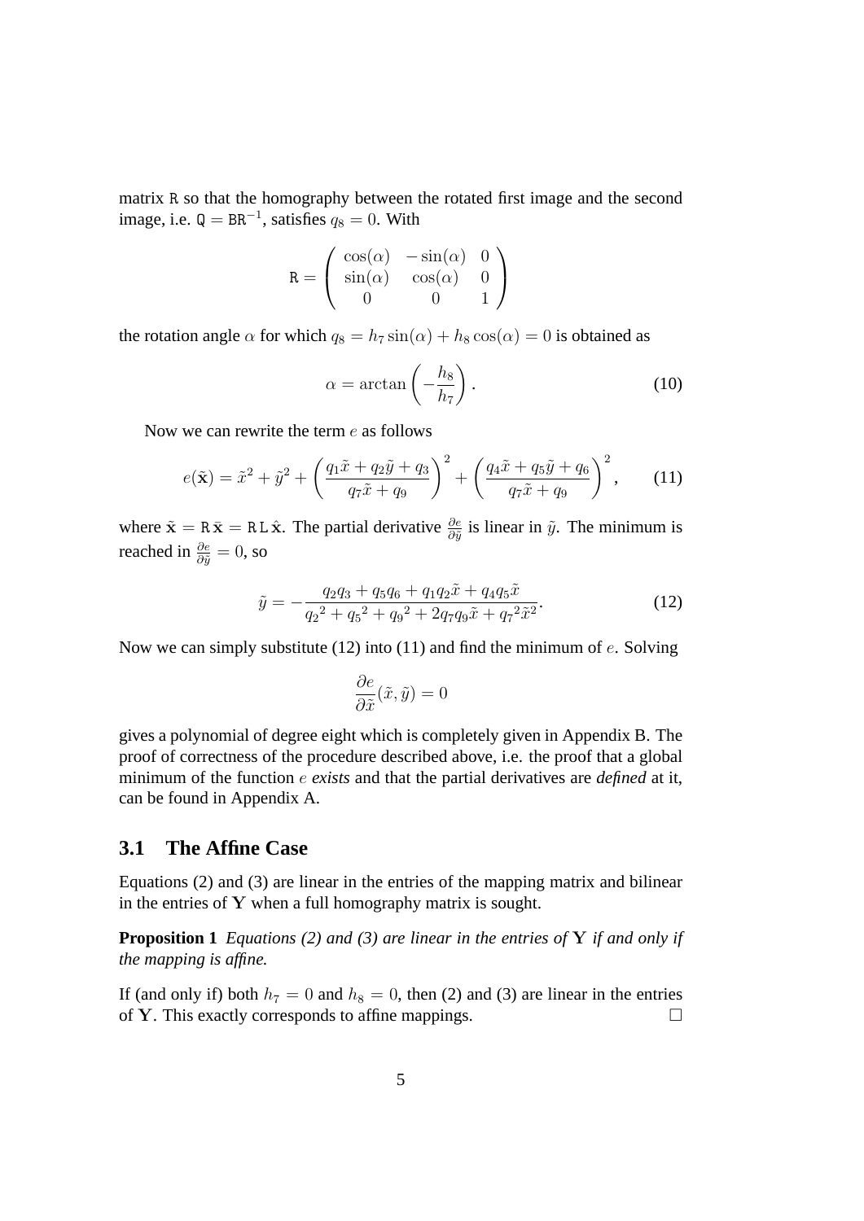matrix $\mathtt{R}$ so that the homography between the rotated first image and the second image, i.e. $\mathtt{Q} = \mathtt{B}\mathtt{R}^{-1}$, satisfies $q_8 = 0$. With

$$
\mathtt{R} = \begin{pmatrix} \cos(\alpha) & -\sin(\alpha) & 0 \\ \sin(\alpha) & \cos(\alpha) & 0 \\ 0 & 0 & 1 \end{pmatrix}
$$

the rotation angle $\alpha$ for which $q_8 = h_7 \sin(\alpha) + h_8 \cos(\alpha) = 0$ is obtained as

$$
\alpha = \arctan\left(-\frac{h_8}{h_7}\right). \tag{10}
$$

Now we can rewrite the term $e$ as follows

$$
e(\tilde{\mathbf{x}}) = \tilde{x}^2 + \tilde{y}^2 + \left(\frac{q_1\tilde{x} + q_2\tilde{y} + q_3}{q_7\tilde{x} + q_9}\right)^2 + \left(\frac{q_4\tilde{x} + q_5\tilde{y} + q_6}{q_7\tilde{x} + q_9}\right)^2, \tag{11}
$$

where $\tilde{\mathbf{x}} = \mathtt{R}\,\bar{\mathbf{x}} = \mathtt{R}\,\mathtt{L}\,\hat{\mathbf{x}}$. The partial derivative $\frac{\partial e}{\partial \tilde{y}}$ is linear in $\tilde{y}$. The minimum is reached in $\frac{\partial e}{\partial \tilde{y}} = 0$, so

$$
\tilde{y} = -\frac{q_2 q_3 + q_5 q_6 + q_1 q_2 \tilde{x} + q_4 q_5 \tilde{x}}{{q_2}^2 + {q_5}^2 + {q_9}^2 + 2 q_7 q_9 \tilde{x} + {q_7}^2 \tilde{x}^2}. \tag{12}
$$

Now we can simply substitute (12) into (11) and find the minimum of $e$. Solving

$$
\frac{\partial e}{\partial \tilde{x}}(\tilde{x}, \tilde{y}) = 0
$$

gives a polynomial of degree eight which is completely given in Appendix B. The proof of correctness of the procedure described above, i.e. the proof that a global minimum of the function $e$ ***exists*** and that the partial derivatives are ***defined*** at it, can be found in Appendix A.

## 3.1 The Affine Case

Equations (2) and (3) are linear in the entries of the mapping matrix and bilinear in the entries of $\mathbf{Y}$ when a full homography matrix is sought.

**Proposition 1** *Equations (2) and (3) are linear in the entries of* $\mathbf{Y}$ *if and only if the mapping is affine.*

If (and only if) both $h_7 = 0$ and $h_8 = 0$, then (2) and (3) are linear in the entries of $\mathbf{Y}$. This exactly corresponds to affine mappings. $\square$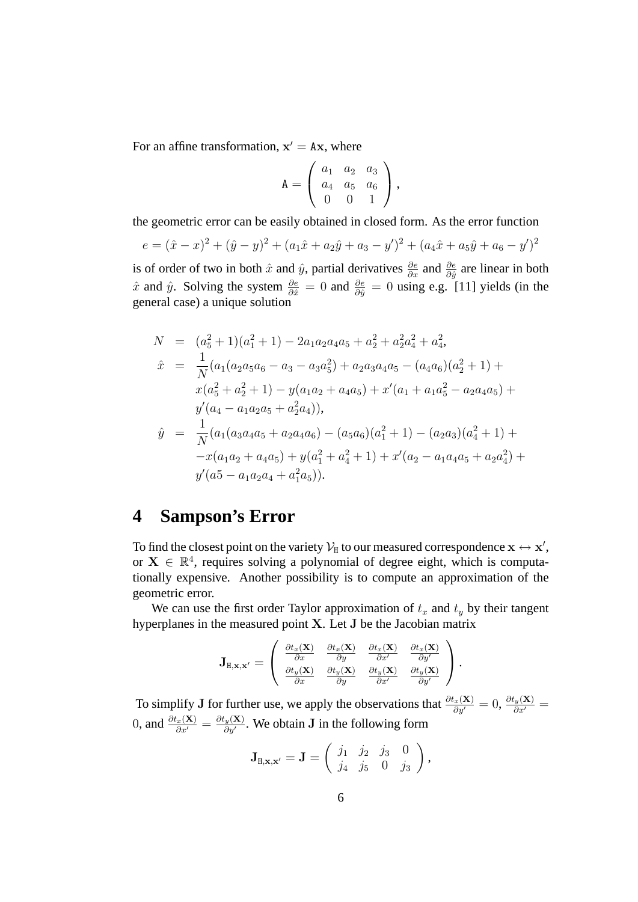For an affine transformation, $\mathbf{x}' = \mathtt{A}\mathbf{x}$, where

$$\mathtt{A} = \left( \begin{array}{ccc} a_1 & a_2 & a_3 \\ a_4 & a_5 & a_6 \\ 0 & 0 & 1 \end{array} \right),$$

the geometric error can be easily obtained in closed form. As the error function

$$e = (\hat{x} - x)^2 + (\hat{y} - y)^2 + (a_1\hat{x} + a_2\hat{y} + a_3 - y')^2 + (a_4\hat{x} + a_5\hat{y} + a_6 - y')^2$$

is of order of two in both $\hat{x}$ and $\hat{y}$, partial derivatives $\frac{\partial e}{\partial x}$ and $\frac{\partial e}{\partial \hat{y}}$ are linear in both $\hat{x}$ and $\hat{y}$. Solving the system $\frac{\partial e}{\partial \hat{x}} = 0$ and $\frac{\partial e}{\partial \hat{y}} = 0$ using e.g. [11] yields (in the general case) a unique solution

$$\begin{aligned}
N &= (a_5^2 + 1)(a_1^2 + 1) - 2a_1a_2a_4a_5 + a_2^2 + a_2^2a_4^2 + a_4^2, \\
\hat{x} &= \frac{1}{N}(a_1(a_2a_5a_6 - a_3 - a_3a_5^2) + a_2a_3a_4a_5 - (a_4a_6)(a_2^2 + 1) + \\
&\quad x(a_5^2 + a_2^2 + 1) - y(a_1a_2 + a_4a_5) + x'(a_1 + a_1a_5^2 - a_2a_4a_5) + \\
&\quad y'(a_4 - a_1a_2a_5 + a_2^2a_4)), \\
\hat{y} &= \frac{1}{N}(a_1(a_3a_4a_5 + a_2a_4a_6) - (a_5a_6)(a_1^2 + 1) - (a_2a_3)(a_4^2 + 1) + \\
&\quad -x(a_1a_2 + a_4a_5) + y(a_1^2 + a_4^2 + 1) + x'(a_2 - a_1a_4a_5 + a_2a_4^2) + \\
&\quad y'(a5 - a_1a_2a_4 + a_1^2a_5)).
\end{aligned}$$

# 4 Sampson's Error

To find the closest point on the variety $\mathcal{V}_{\mathtt{H}}$ to our measured correspondence $\mathbf{x} \leftrightarrow \mathbf{x}'$, or $\mathbf{X} \in \mathbb{R}^4$, requires solving a polynomial of degree eight, which is computationally expensive. Another possibility is to compute an approximation of the geometric error.

We can use the first order Taylor approximation of $t_x$ and $t_y$ by their tangent hyperplanes in the measured point $\mathbf{X}$. Let $\mathbf{J}$ be the Jacobian matrix

$$\mathbf{J}_{\mathtt{H},\mathbf{x},\mathbf{x}'} = \left( \begin{array}{cccc} \frac{\partial t_x(\mathbf{X})}{\partial x} & \frac{\partial t_x(\mathbf{X})}{\partial y} & \frac{\partial t_x(\mathbf{X})}{\partial x'} & \frac{\partial t_x(\mathbf{X})}{\partial y'} \\ \frac{\partial t_y(\mathbf{X})}{\partial x} & \frac{\partial t_y(\mathbf{X})}{\partial y} & \frac{\partial t_y(\mathbf{X})}{\partial x'} & \frac{\partial t_y(\mathbf{X})}{\partial y'} \end{array} \right).$$

To simplify $\mathbf{J}$ for further use, we apply the observations that $\frac{\partial t_x(\mathbf{X})}{\partial y'} = 0$, $\frac{\partial t_y(\mathbf{X})}{\partial x'} = 0$, and $\frac{\partial t_x(\mathbf{X})}{\partial x'} = \frac{\partial t_y(\mathbf{X})}{\partial y'}$. We obtain $\mathbf{J}$ in the following form

$$\mathbf{J}_{\mathtt{H},\mathbf{x},\mathbf{x}'} = \mathbf{J} = \left( \begin{array}{cccc} j_1 & j_2 & j_3 & 0 \\ j_4 & j_5 & 0 & j_3 \end{array} \right),$$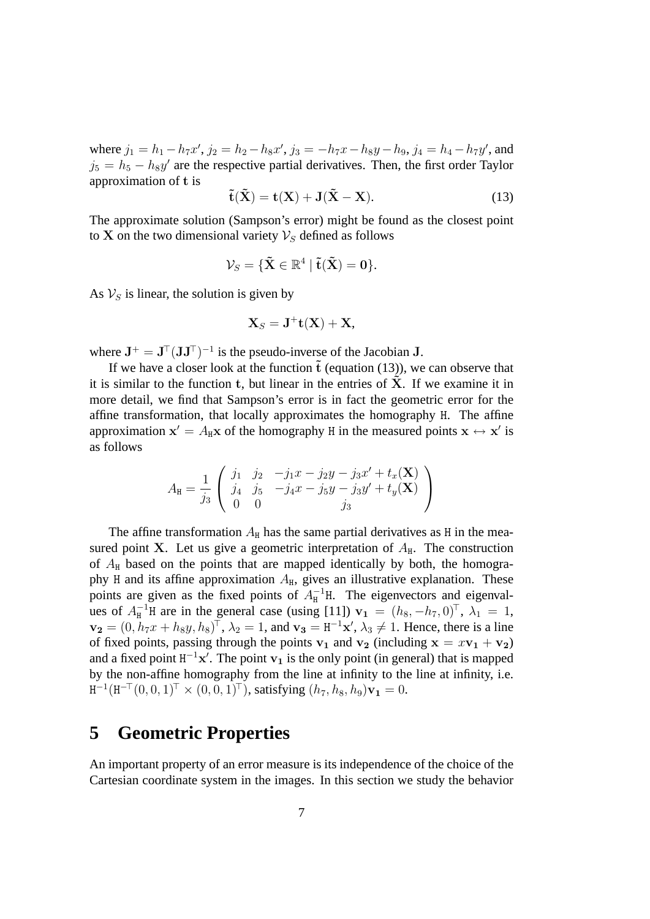where $j_1 = h_1 - h_7x'$, $j_2 = h_2 - h_8x'$, $j_3 = -h_7x - h_8y - h_9$, $j_4 = h_4 - h_7y'$, and $j_5 = h_5 - h_8y'$ are the respective partial derivatives. Then, the first order Taylor approximation of $\mathbf{t}$ is

$$\tilde{\mathbf{t}}(\tilde{\mathbf{X}}) = \mathbf{t}(\mathbf{X}) + \mathbf{J}(\tilde{\mathbf{X}} - \mathbf{X}). \tag{13}$$

The approximate solution (Sampson's error) might be found as the closest point to $\mathbf{X}$ on the two dimensional variety $\mathcal{V}_S$ defined as follows

$$\mathcal{V}_S = \{\tilde{\mathbf{X}} \in \mathbb{R}^4 \mid \tilde{\mathbf{t}}(\tilde{\mathbf{X}}) = \mathbf{0}\}.$$

As $\mathcal{V}_S$ is linear, the solution is given by

$$\mathbf{X}_S = \mathbf{J}^{+}\mathbf{t}(\mathbf{X}) + \mathbf{X},$$

where $\mathbf{J}^{+} = \mathbf{J}^{\top}(\mathbf{J}\mathbf{J}^{\top})^{-1}$ is the pseudo-inverse of the Jacobian $\mathbf{J}$.

If we have a closer look at the function $\tilde{\mathbf{t}}$ (equation (13)), we can observe that it is similar to the function $\mathbf{t}$, but linear in the entries of $\tilde{\mathbf{X}}$. If we examine it in more detail, we find that Sampson's error is in fact the geometric error for the affine transformation, that locally approximates the homography $\mathtt{H}$. The affine approximation $\mathbf{x}' = A_{\mathtt{H}}\mathbf{x}$ of the homography $\mathtt{H}$ in the measured points $\mathbf{x} \leftrightarrow \mathbf{x}'$ is as follows

$$A_{\mathtt{H}} = \frac{1}{j_3}\begin{pmatrix} j_1 & j_2 & -j_1x - j_2y - j_3x' + t_x(\mathbf{X}) \\ j_4 & j_5 & -j_4x - j_5y - j_3y' + t_y(\mathbf{X}) \\ 0 & 0 & j_3 \end{pmatrix}$$

The affine transformation $A_{\mathtt{H}}$ has the same partial derivatives as $\mathtt{H}$ in the measured point $\mathbf{X}$. Let us give a geometric interpretation of $A_{\mathtt{H}}$. The construction of $A_{\mathtt{H}}$ based on the points that are mapped identically by both, the homography $\mathtt{H}$ and its affine approximation $A_{\mathtt{H}}$, gives an illustrative explanation. These points are given as the fixed points of $A_{\mathtt{H}}^{-1}\mathtt{H}$. The eigenvectors and eigenvalues of $A_{\mathtt{H}}^{-1}\mathtt{H}$ are in the general case (using [11]) $\mathbf{v_1} = (h_8, -h_7, 0)^{\top}$, $\lambda_1 = 1$, $\mathbf{v_2} = (0, h_7x + h_8y, h_8)^{\top}$, $\lambda_2 = 1$, and $\mathbf{v_3} = \mathtt{H}^{-1}\mathbf{x}'$, $\lambda_3 \neq 1$. Hence, there is a line of fixed points, passing through the points $\mathbf{v_1}$ and $\mathbf{v_2}$ (including $\mathbf{x} = x\mathbf{v_1} + \mathbf{v_2}$) and a fixed point $\mathtt{H}^{-1}\mathbf{x}'$. The point $\mathbf{v_1}$ is the only point (in general) that is mapped by the non-affine homography from the line at infinity to the line at infinity, i.e. $\mathtt{H}^{-1}(\mathtt{H}^{-\top}(0,0,1)^{\top} \times (0,0,1)^{\top})$, satisfying $(h_7, h_8, h_9)\mathbf{v_1} = 0$.

# 5 Geometric Properties

An important property of an error measure is its independence of the choice of the Cartesian coordinate system in the images. In this section we study the behavior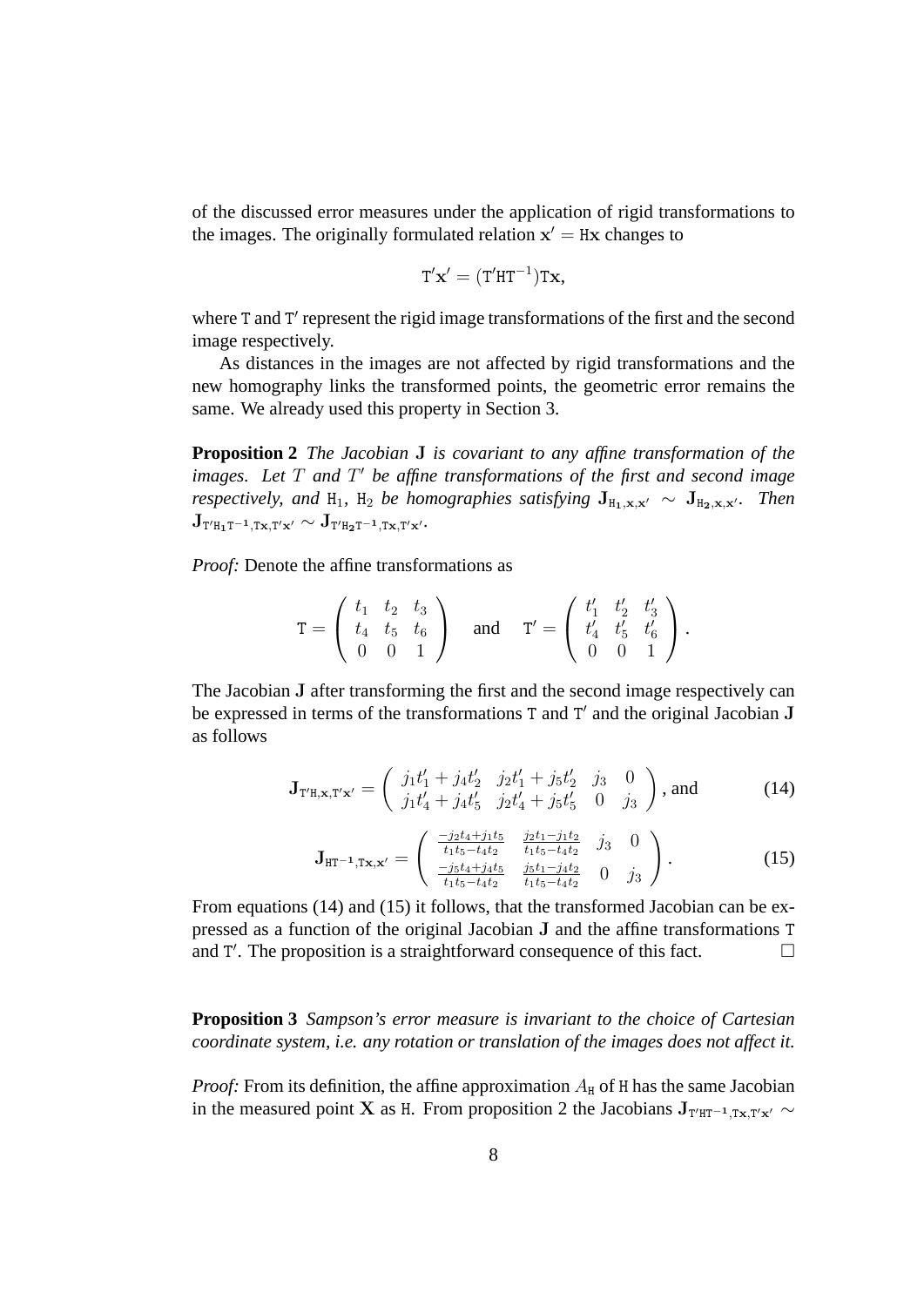of the discussed error measures under the application of rigid transformations to the images. The originally formulated relation $\mathbf{x}' = \mathtt{H}\mathbf{x}$ changes to

$$\mathtt{T}'\mathbf{x}' = (\mathtt{T}'\mathtt{H}\mathtt{T}^{-1})\mathtt{T}\mathbf{x},$$

where $\mathtt{T}$ and $\mathtt{T}'$ represent the rigid image transformations of the first and the second image respectively.

As distances in the images are not affected by rigid transformations and the new homography links the transformed points, the geometric error remains the same. We already used this property in Section 3.

**Proposition 2** *The Jacobian* $\mathbf{J}$ *is covariant to any affine transformation of the images. Let* $T$ *and* $T'$ *be affine transformations of the first and second image respectively, and* $\mathtt{H}_1$*,* $\mathtt{H}_2$ *be homographies satisfying* $\mathbf{J}_{\mathtt{H}_1,\mathbf{x},\mathbf{x}'} \sim \mathbf{J}_{\mathtt{H}_2,\mathbf{x},\mathbf{x}'}$*. Then* $\mathbf{J}_{\mathtt{T}'\mathtt{H}_1\mathtt{T}^{-1},\mathtt{T}\mathbf{x},\mathtt{T}'\mathbf{x}'} \sim \mathbf{J}_{\mathtt{T}'\mathtt{H}_2\mathtt{T}^{-1},\mathtt{T}\mathbf{x},\mathtt{T}'\mathbf{x}'}$*.*

*Proof:* Denote the affine transformations as

$$\mathtt{T} = \begin{pmatrix} t_1 & t_2 & t_3 \\ t_4 & t_5 & t_6 \\ 0 & 0 & 1 \end{pmatrix} \quad \text{and} \quad \mathtt{T}' = \begin{pmatrix} t_1' & t_2' & t_3' \\ t_4' & t_5' & t_6' \\ 0 & 0 & 1 \end{pmatrix}.$$

The Jacobian $\mathbf{J}$ after transforming the first and the second image respectively can be expressed in terms of the transformations $\mathtt{T}$ and $\mathtt{T}'$ and the original Jacobian $\mathbf{J}$ as follows

$$\mathbf{J}_{\mathtt{T}'\mathtt{H},\mathbf{x},\mathtt{T}'\mathbf{x}'} = \begin{pmatrix} j_1 t_1' + j_4 t_2' & j_2 t_1' + j_5 t_2' & j_3 & 0 \\ j_1 t_4' + j_4 t_5' & j_2 t_4' + j_5 t_5' & 0 & j_3 \end{pmatrix}, \text{ and} \tag{14}$$

$$\mathbf{J}_{\mathtt{H}\mathtt{T}^{-1},\mathtt{T}\mathbf{x},\mathbf{x}'} = \begin{pmatrix} \frac{-j_2 t_4 + j_1 t_5}{t_1 t_5 - t_4 t_2} & \frac{j_2 t_1 - j_1 t_2}{t_1 t_5 - t_4 t_2} & j_3 & 0 \\ \frac{-j_5 t_4 + j_4 t_5}{t_1 t_5 - t_4 t_2} & \frac{j_5 t_1 - j_4 t_2}{t_1 t_5 - t_4 t_2} & 0 & j_3 \end{pmatrix}. \tag{15}$$

From equations (14) and (15) it follows, that the transformed Jacobian can be expressed as a function of the original Jacobian $\mathbf{J}$ and the affine transformations $\mathtt{T}$ and $\mathtt{T}'$. The proposition is a straightforward consequence of this fact. $\square$

**Proposition 3** *Sampson's error measure is invariant to the choice of Cartesian coordinate system, i.e. any rotation or translation of the images does not affect it.*

*Proof:* From its definition, the affine approximation $A_{\mathtt{H}}$ of $\mathtt{H}$ has the same Jacobian in the measured point $\mathbf{X}$ as $\mathtt{H}$. From proposition 2 the Jacobians $\mathbf{J}_{\mathtt{T}'\mathtt{H}\mathtt{T}^{-1},\mathtt{T}\mathbf{x},\mathtt{T}'\mathbf{x}'} \sim$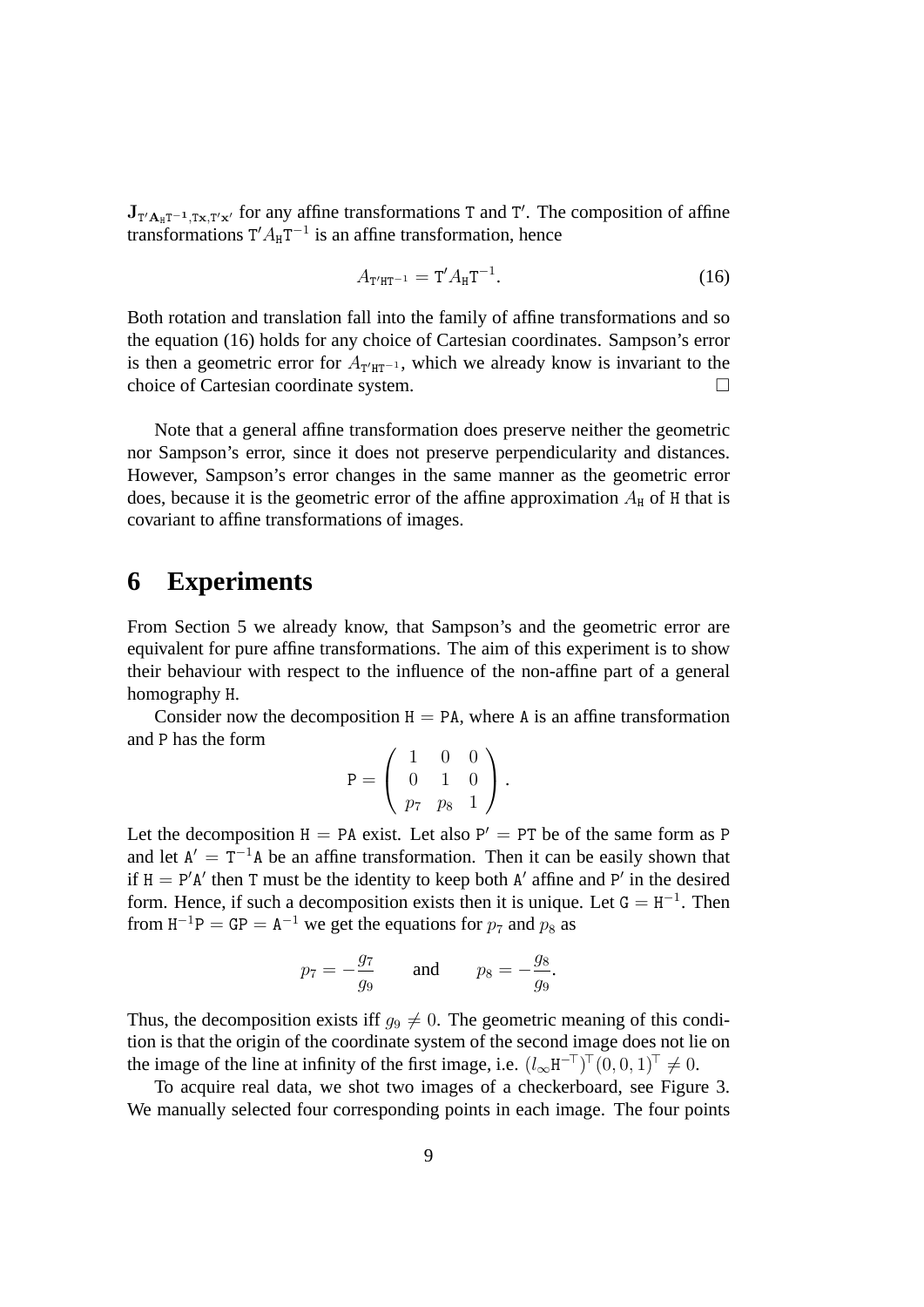$\mathbf{J}_{\mathtt{T}'\mathbf{A}_{\mathtt{H}}\mathtt{T}^{-1},\mathtt{T}\mathbf{x},\mathtt{T}'\mathbf{x}'}$ for any affine transformations $\mathtt{T}$ and $\mathtt{T}'$. The composition of affine transformations $\mathtt{T}'A_{\mathtt{H}}\mathtt{T}^{-1}$ is an affine transformation, hence

$$A_{\mathtt{T}'\mathtt{H}\mathtt{T}^{-1}} = \mathtt{T}'A_{\mathtt{H}}\mathtt{T}^{-1}. \tag{16}$$

Both rotation and translation fall into the family of affine transformations and so the equation (16) holds for any choice of Cartesian coordinates. Sampson's error is then a geometric error for $A_{\mathtt{T}'\mathtt{H}\mathtt{T}^{-1}}$, which we already know is invariant to the choice of Cartesian coordinate system. □

Note that a general affine transformation does preserve neither the geometric nor Sampson's error, since it does not preserve perpendicularity and distances. However, Sampson's error changes in the same manner as the geometric error does, because it is the geometric error of the affine approximation $A_{\mathtt{H}}$ of $\mathtt{H}$ that is covariant to affine transformations of images.

# 6 Experiments

From Section 5 we already know, that Sampson's and the geometric error are equivalent for pure affine transformations. The aim of this experiment is to show their behaviour with respect to the influence of the non-affine part of a general homography $\mathtt{H}$.

Consider now the decomposition $\mathtt{H} = \mathtt{P}\mathtt{A}$, where $\mathtt{A}$ is an affine transformation and $\mathtt{P}$ has the form

$$\mathtt{P} = \begin{pmatrix} 1 & 0 & 0 \\ 0 & 1 & 0 \\ p_7 & p_8 & 1 \end{pmatrix}.$$

Let the decomposition $\mathtt{H} = \mathtt{P}\mathtt{A}$ exist. Let also $\mathtt{P}' = \mathtt{P}\mathtt{T}$ be of the same form as $\mathtt{P}$ and let $\mathtt{A}' = \mathtt{T}^{-1}\mathtt{A}$ be an affine transformation. Then it can be easily shown that if $\mathtt{H} = \mathtt{P}'\mathtt{A}'$ then $\mathtt{T}$ must be the identity to keep both $\mathtt{A}'$ affine and $\mathtt{P}'$ in the desired form. Hence, if such a decomposition exists then it is unique. Let $\mathtt{G} = \mathtt{H}^{-1}$. Then from $\mathtt{H}^{-1}\mathtt{P} = \mathtt{G}\mathtt{P} = \mathtt{A}^{-1}$ we get the equations for $p_7$ and $p_8$ as

$$p_7 = -\frac{g_7}{g_9} \qquad \text{and} \qquad p_8 = -\frac{g_8}{g_9}.$$

Thus, the decomposition exists iff $g_9 \neq 0$. The geometric meaning of this condition is that the origin of the coordinate system of the second image does not lie on the image of the line at infinity of the first image, i.e. $(l_\infty \mathtt{H}^{-\top})^\top (0, 0, 1)^\top \neq 0$.

To acquire real data, we shot two images of a checkerboard, see Figure 3. We manually selected four corresponding points in each image. The four points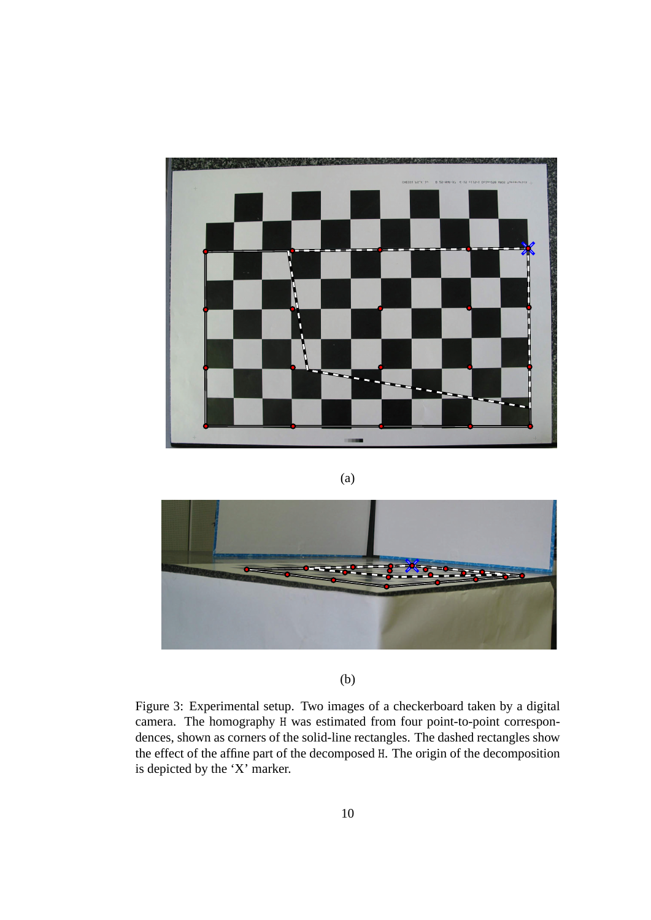(a)

(b)

Figure 3: Experimental setup. Two images of a checkerboard taken by a digital camera. The homography H was estimated from four point-to-point correspondences, shown as corners of the solid-line rectangles. The dashed rectangles show the effect of the affine part of the decomposed H. The origin of the decomposition is depicted by the 'X' marker.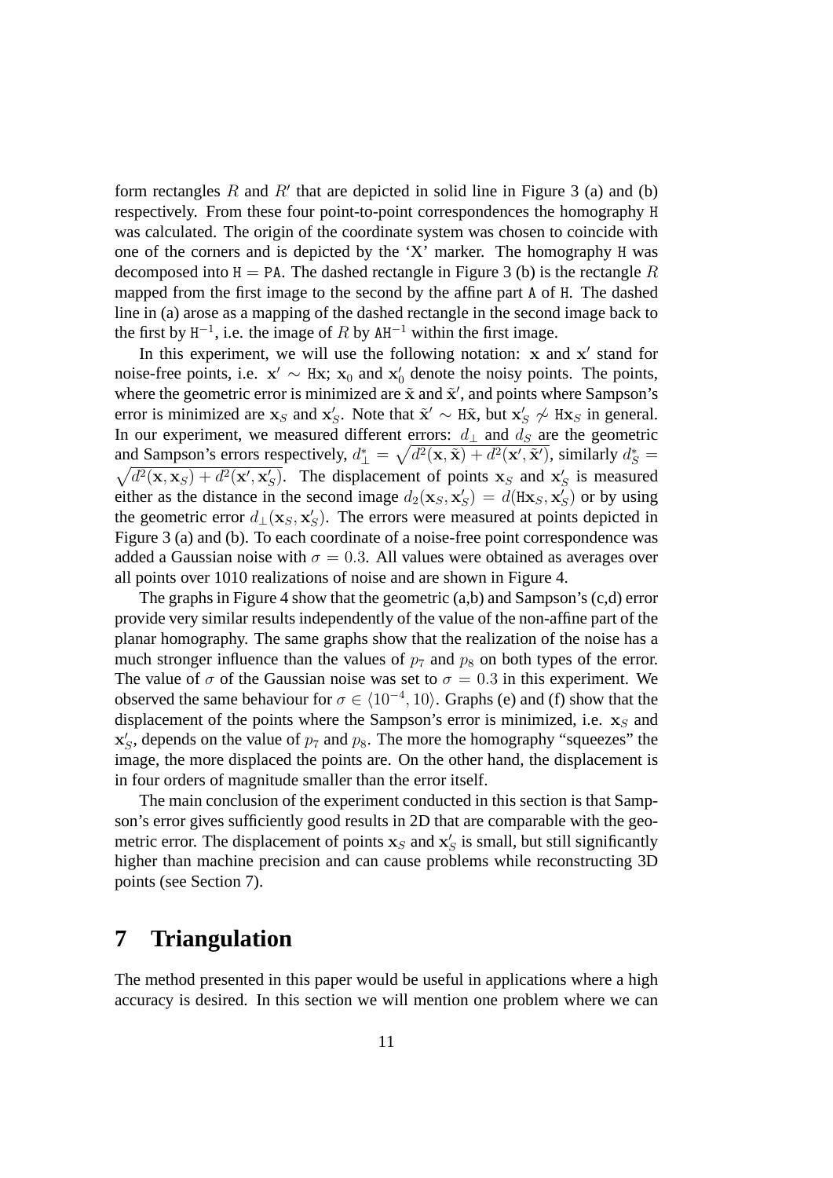form rectangles $R$ and $R'$ that are depicted in solid line in Figure 3 (a) and (b) respectively. From these four point-to-point correspondences the homography $\mathtt{H}$ was calculated. The origin of the coordinate system was chosen to coincide with one of the corners and is depicted by the 'X' marker. The homography $\mathtt{H}$ was decomposed into $\mathtt{H} = \mathtt{PA}$. The dashed rectangle in Figure 3 (b) is the rectangle $R$ mapped from the first image to the second by the affine part $\mathtt{A}$ of $\mathtt{H}$. The dashed line in (a) arose as a mapping of the dashed rectangle in the second image back to the first by $\mathtt{H}^{-1}$, i.e. the image of $R$ by $\mathtt{AH}^{-1}$ within the first image.

In this experiment, we will use the following notation: $\mathbf{x}$ and $\mathbf{x}'$ stand for noise-free points, i.e. $\mathbf{x}' \sim \mathtt{H}\mathbf{x}$; $\mathbf{x}_0$ and $\mathbf{x}'_0$ denote the noisy points. The points, where the geometric error is minimized are $\tilde{\mathbf{x}}$ and $\tilde{\mathbf{x}}'$, and points where Sampson's error is minimized are $\mathbf{x}_S$ and $\mathbf{x}'_S$. Note that $\tilde{\mathbf{x}}' \sim \mathtt{H}\tilde{\mathbf{x}}$, but $\mathbf{x}'_S \not\sim \mathtt{H}\mathbf{x}_S$ in general. In our experiment, we measured different errors: $d_\perp$ and $d_S$ are the geometric and Sampson's errors respectively, $d^*_\perp = \sqrt{d^2(\mathbf{x}, \tilde{\mathbf{x}}) + d^2(\mathbf{x}', \tilde{\mathbf{x}}')}$, similarly $d^*_S = \sqrt{d^2(\mathbf{x}, \mathbf{x}_S) + d^2(\mathbf{x}', \mathbf{x}'_S)}$. The displacement of points $\mathbf{x}_S$ and $\mathbf{x}'_S$ is measured either as the distance in the second image $d_2(\mathbf{x}_S, \mathbf{x}'_S) = d(\mathtt{H}\mathbf{x}_S, \mathbf{x}'_S)$ or by using the geometric error $d_\perp(\mathbf{x}_S, \mathbf{x}'_S)$. The errors were measured at points depicted in Figure 3 (a) and (b). To each coordinate of a noise-free point correspondence was added a Gaussian noise with $\sigma = 0.3$. All values were obtained as averages over all points over 1010 realizations of noise and are shown in Figure 4.

The graphs in Figure 4 show that the geometric (a,b) and Sampson's (c,d) error provide very similar results independently of the value of the non-affine part of the planar homography. The same graphs show that the realization of the noise has a much stronger influence than the values of $p_7$ and $p_8$ on both types of the error. The value of $\sigma$ of the Gaussian noise was set to $\sigma = 0.3$ in this experiment. We observed the same behaviour for $\sigma \in \langle 10^{-4}, 10\rangle$. Graphs (e) and (f) show that the displacement of the points where the Sampson's error is minimized, i.e. $\mathbf{x}_S$ and $\mathbf{x}'_S$, depends on the value of $p_7$ and $p_8$. The more the homography "squeezes" the image, the more displaced the points are. On the other hand, the displacement is in four orders of magnitude smaller than the error itself.

The main conclusion of the experiment conducted in this section is that Sampson's error gives sufficiently good results in 2D that are comparable with the geometric error. The displacement of points $\mathbf{x}_S$ and $\mathbf{x}'_S$ is small, but still significantly higher than machine precision and can cause problems while reconstructing 3D points (see Section 7).

# 7 Triangulation

The method presented in this paper would be useful in applications where a high accuracy is desired. In this section we will mention one problem where we can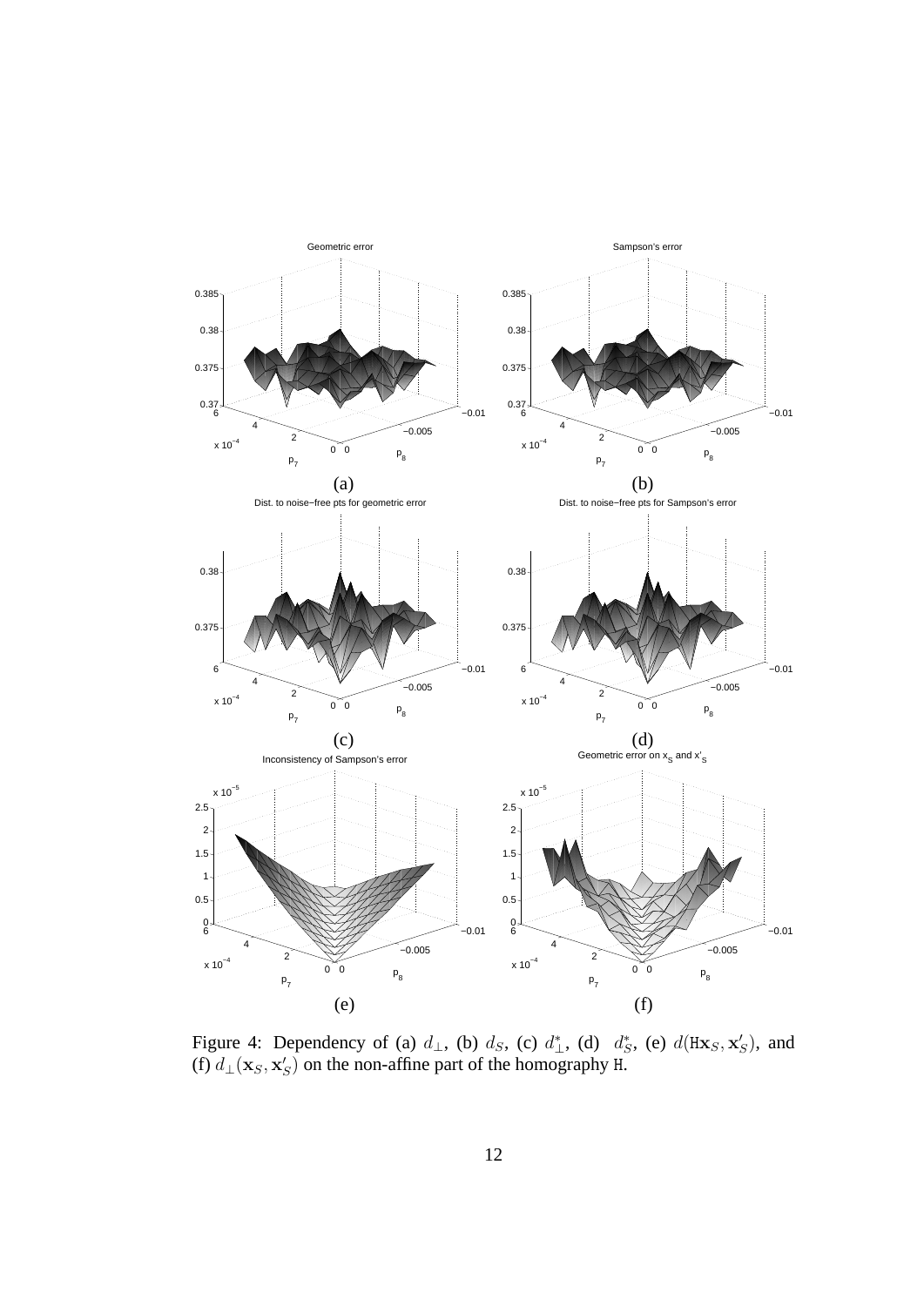Figure 4: Dependency of (a) $d_{\perp}$, (b) $d_S$, (c) $d_{\perp}^{*}$, (d) $d_S^{*}$, (e) $d(\mathtt{H}\mathbf{x}_S, \mathbf{x}'_S)$, and (f) $d_{\perp}(\mathbf{x}_S, \mathbf{x}'_S)$ on the non-affine part of the homography $\mathtt{H}$.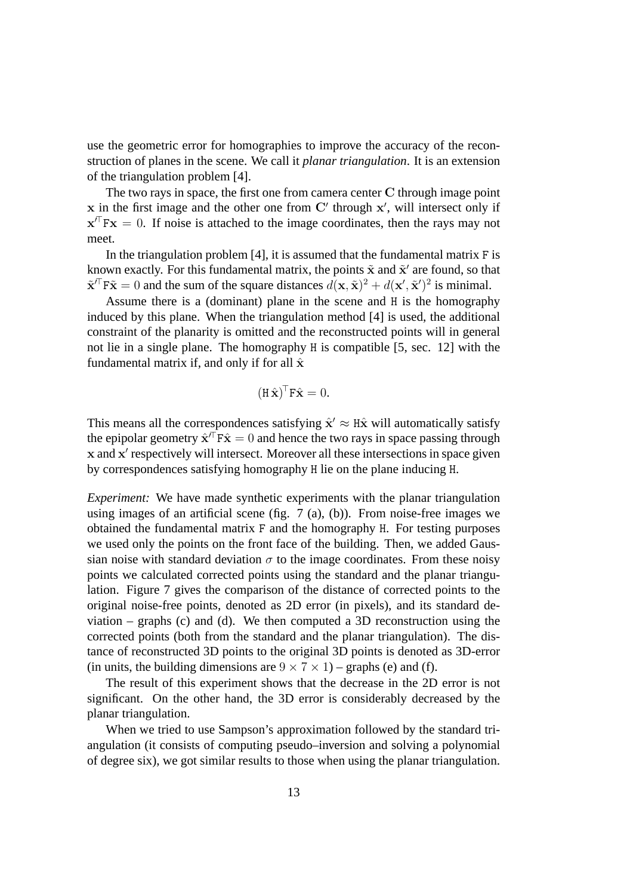use the geometric error for homographies to improve the accuracy of the reconstruction of planes in the scene. We call it *planar triangulation*. It is an extension of the triangulation problem [4].

The two rays in space, the first one from camera center $\mathbf{C}$ through image point $\mathbf{x}$ in the first image and the other one from $\mathbf{C}'$ through $\mathbf{x}'$, will intersect only if $\mathbf{x}'^{\top}\mathtt{F}\mathbf{x} = 0$. If noise is attached to the image coordinates, then the rays may not meet.

In the triangulation problem [4], it is assumed that the fundamental matrix $\mathtt{F}$ is known exactly. For this fundamental matrix, the points $\tilde{\mathbf{x}}$ and $\tilde{\mathbf{x}}'$ are found, so that $\tilde{\mathbf{x}}'^{\top}\mathtt{F}\tilde{\mathbf{x}} = 0$ and the sum of the square distances $d(\mathbf{x}, \tilde{\mathbf{x}})^2 + d(\mathbf{x}', \tilde{\mathbf{x}}')^2$ is minimal.

Assume there is a (dominant) plane in the scene and $\mathtt{H}$ is the homography induced by this plane. When the triangulation method [4] is used, the additional constraint of the planarity is omitted and the reconstructed points will in general not lie in a single plane. The homography $\mathtt{H}$ is compatible [5, sec. 12] with the fundamental matrix if, and only if for all $\hat{\mathbf{x}}$

$$(\mathtt{H}\,\hat{\mathbf{x}})^{\top}\mathtt{F}\hat{\mathbf{x}} = 0.$$

This means all the correspondences satisfying $\hat{\mathbf{x}}' \approx \mathtt{H}\hat{\mathbf{x}}$ will automatically satisfy the epipolar geometry $\hat{\mathbf{x}}'^{\top}\mathtt{F}\hat{\mathbf{x}} = 0$ and hence the two rays in space passing through $\mathbf{x}$ and $\mathbf{x}'$ respectively will intersect. Moreover all these intersections in space given by correspondences satisfying homography $\mathtt{H}$ lie on the plane inducing $\mathtt{H}$.

*Experiment:* We have made synthetic experiments with the planar triangulation using images of an artificial scene (fig. 7 (a), (b)). From noise-free images we obtained the fundamental matrix $\mathtt{F}$ and the homography $\mathtt{H}$. For testing purposes we used only the points on the front face of the building. Then, we added Gaussian noise with standard deviation $\sigma$ to the image coordinates. From these noisy points we calculated corrected points using the standard and the planar triangulation. Figure 7 gives the comparison of the distance of corrected points to the original noise-free points, denoted as 2D error (in pixels), and its standard deviation – graphs (c) and (d). We then computed a 3D reconstruction using the corrected points (both from the standard and the planar triangulation). The distance of reconstructed 3D points to the original 3D points is denoted as 3D-error (in units, the building dimensions are $9 \times 7 \times 1$) – graphs (e) and (f).

The result of this experiment shows that the decrease in the 2D error is not significant. On the other hand, the 3D error is considerably decreased by the planar triangulation.

When we tried to use Sampson's approximation followed by the standard triangulation (it consists of computing pseudo–inversion and solving a polynomial of degree six), we got similar results to those when using the planar triangulation.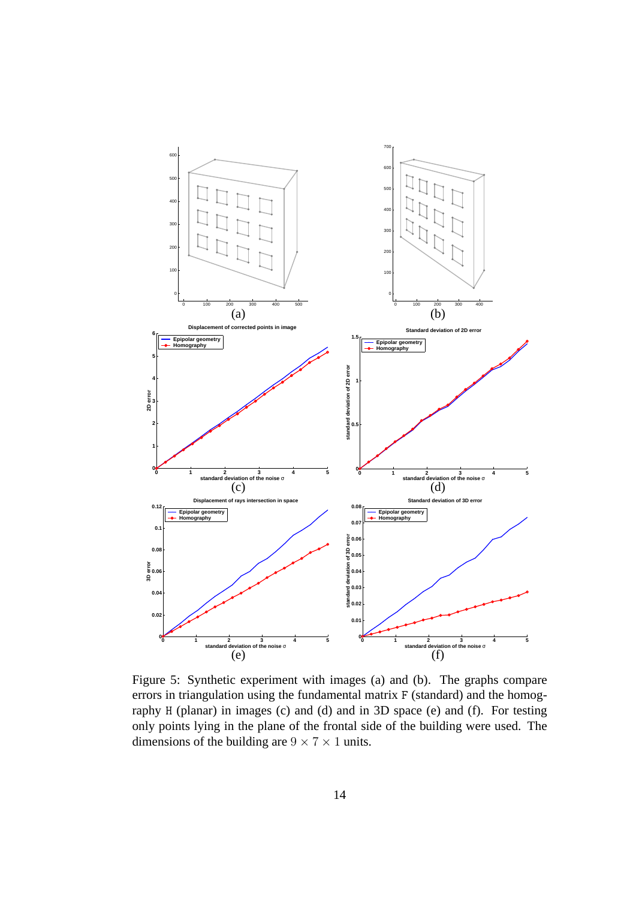Figure 5: Synthetic experiment with images (a) and (b). The graphs compare errors in triangulation using the fundamental matrix F (standard) and the homography H (planar) in images (c) and (d) and in 3D space (e) and (f). For testing only points lying in the plane of the frontal side of the building were used. The dimensions of the building are $9 \times 7 \times 1$ units.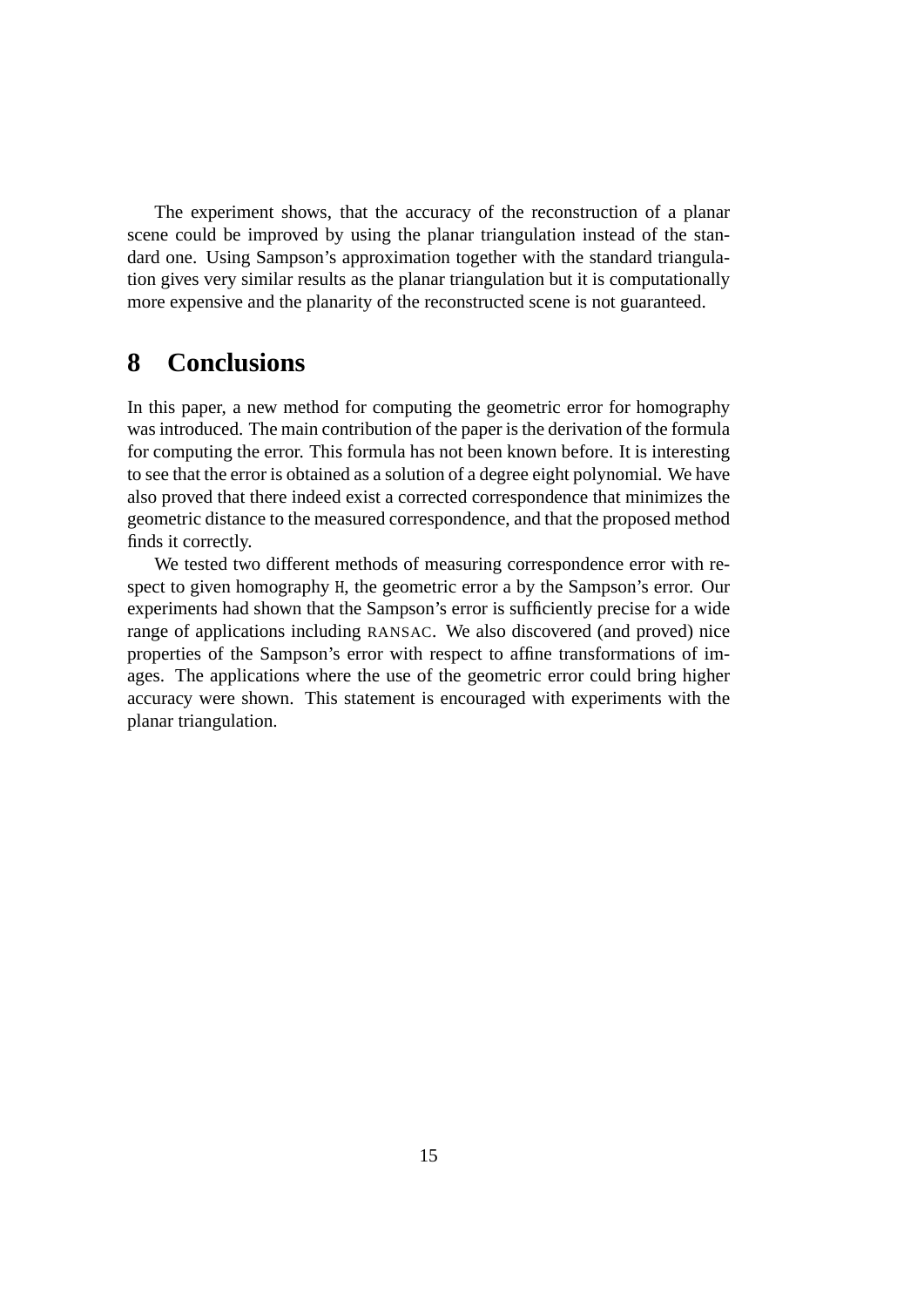The experiment shows, that the accuracy of the reconstruction of a planar scene could be improved by using the planar triangulation instead of the standard one. Using Sampson's approximation together with the standard triangulation gives very similar results as the planar triangulation but it is computationally more expensive and the planarity of the reconstructed scene is not guaranteed.

# 8 Conclusions

In this paper, a new method for computing the geometric error for homography was introduced. The main contribution of the paper is the derivation of the formula for computing the error. This formula has not been known before. It is interesting to see that the error is obtained as a solution of a degree eight polynomial. We have also proved that there indeed exist a corrected correspondence that minimizes the geometric distance to the measured correspondence, and that the proposed method finds it correctly.

We tested two different methods of measuring correspondence error with respect to given homography $H$, the geometric error a by the Sampson's error. Our experiments had shown that the Sampson's error is sufficiently precise for a wide range of applications including RANSAC. We also discovered (and proved) nice properties of the Sampson's error with respect to affine transformations of images. The applications where the use of the geometric error could bring higher accuracy were shown. This statement is encouraged with experiments with the planar triangulation.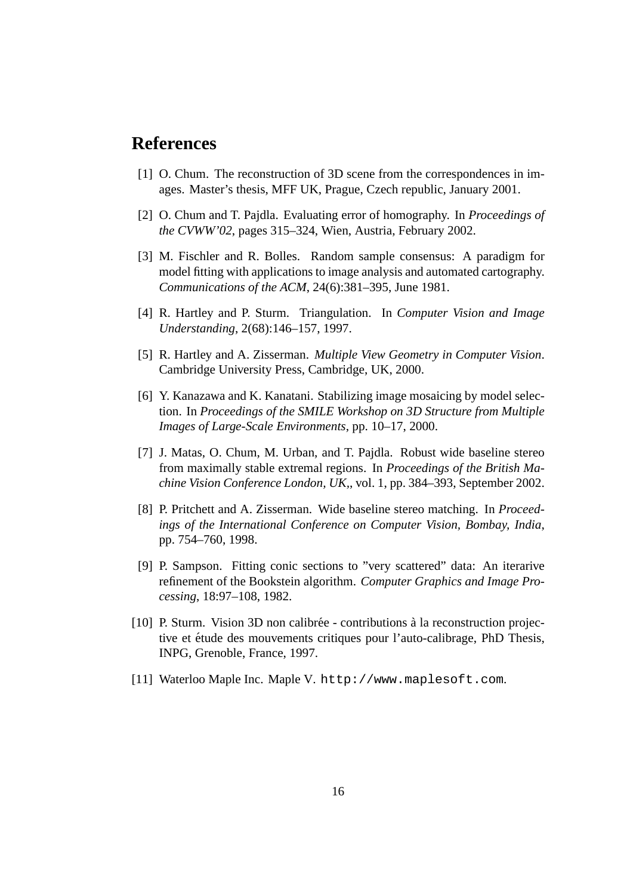## References

[1] O. Chum. The reconstruction of 3D scene from the correspondences in images. Master's thesis, MFF UK, Prague, Czech republic, January 2001.

[2] O. Chum and T. Pajdla. Evaluating error of homography. In *Proceedings of the CVWW'02*, pages 315–324, Wien, Austria, February 2002.

[3] M. Fischler and R. Bolles. Random sample consensus: A paradigm for model fitting with applications to image analysis and automated cartography. *Communications of the ACM*, 24(6):381–395, June 1981.

[4] R. Hartley and P. Sturm. Triangulation. In *Computer Vision and Image Understanding*, 2(68):146–157, 1997.

[5] R. Hartley and A. Zisserman. *Multiple View Geometry in Computer Vision*. Cambridge University Press, Cambridge, UK, 2000.

[6] Y. Kanazawa and K. Kanatani. Stabilizing image mosaicing by model selection. In *Proceedings of the SMILE Workshop on 3D Structure from Multiple Images of Large-Scale Environments*, pp. 10–17, 2000.

[7] J. Matas, O. Chum, M. Urban, and T. Pajdla. Robust wide baseline stereo from maximally stable extremal regions. In *Proceedings of the British Machine Vision Conference London, UK,*, vol. 1, pp. 384–393, September 2002.

[8] P. Pritchett and A. Zisserman. Wide baseline stereo matching. In *Proceedings of the International Conference on Computer Vision, Bombay, India*, pp. 754–760, 1998.

[9] P. Sampson. Fitting conic sections to "very scattered" data: An iterarive refinement of the Bookstein algorithm. *Computer Graphics and Image Processing*, 18:97–108, 1982.

[10] P. Sturm. Vision 3D non calibrée - contributions à la reconstruction projective et étude des mouvements critiques pour l'auto-calibrage, PhD Thesis, INPG, Grenoble, France, 1997.

[11] Waterloo Maple Inc. Maple V. `http://www.maplesoft.com`.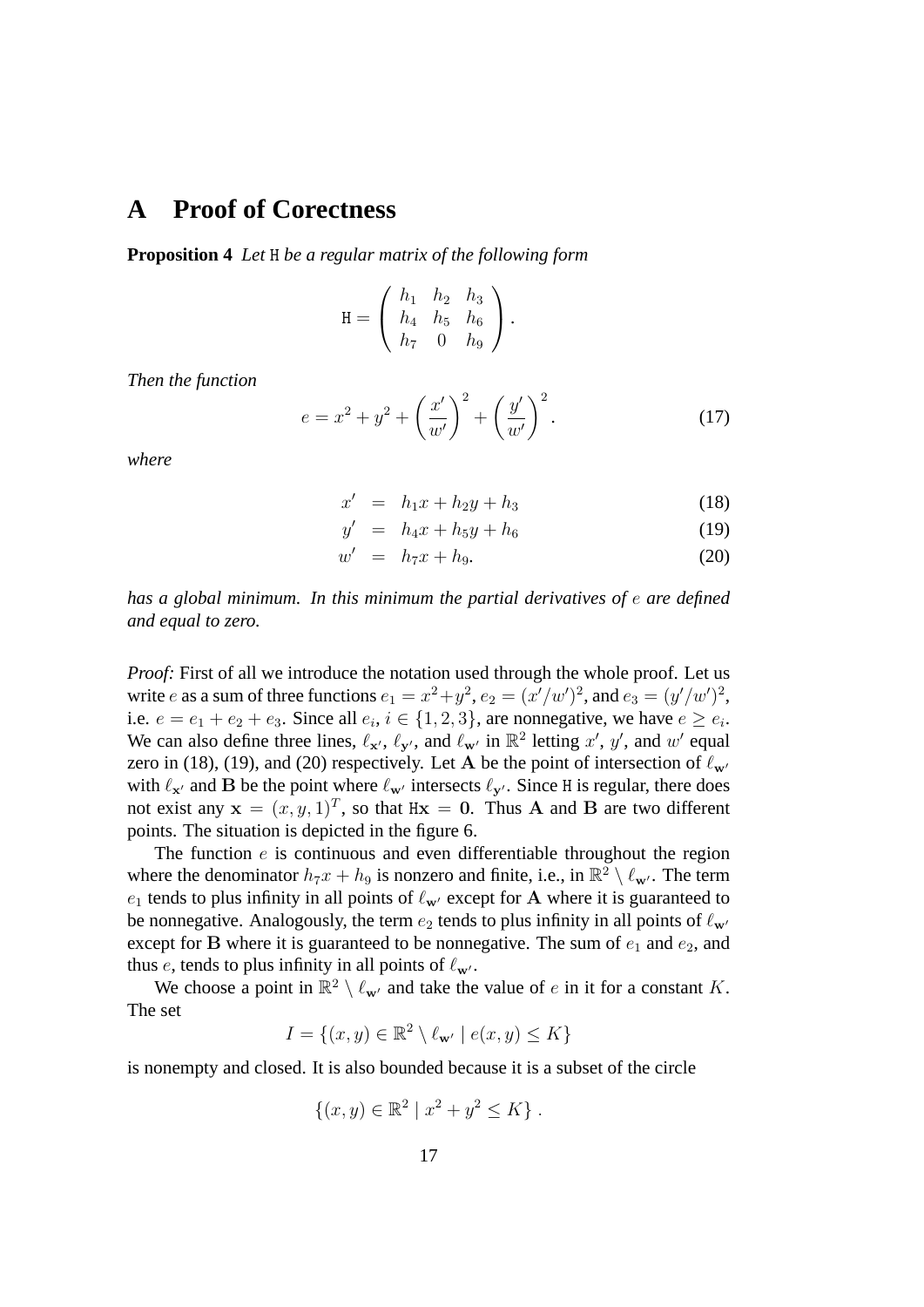# A Proof of Corectness

**Proposition 4** *Let* $\mathtt{H}$ *be a regular matrix of the following form*

$$\mathtt{H} = \begin{pmatrix} h_1 & h_2 & h_3 \\ h_4 & h_5 & h_6 \\ h_7 & 0 & h_9 \end{pmatrix}.$$

*Then the function*

$$e = x^2 + y^2 + \left(\frac{x'}{w'}\right)^2 + \left(\frac{y'}{w'}\right)^2. \tag{17}$$

*where*

$$x' = h_1 x + h_2 y + h_3 \tag{18}$$

$$y' = h_4 x + h_5 y + h_6 \tag{19}$$

$$w' = h_7 x + h_9. \tag{20}$$

*has a global minimum. In this minimum the partial derivatives of* $e$ *are defined and equal to zero.*

*Proof:* First of all we introduce the notation used through the whole proof. Let us write $e$ as a sum of three functions $e_1 = x^2+y^2$, $e_2 = (x'/w')^2$, and $e_3 = (y'/w')^2$, i.e. $e = e_1 + e_2 + e_3$. Since all $e_i$, $i \in \{1, 2, 3\}$, are nonnegative, we have $e \geq e_i$. We can also define three lines, $\ell_{\mathbf{x}'}$, $\ell_{\mathbf{y}'}$, and $\ell_{\mathbf{w}'}$ in $\mathbb{R}^2$ letting $x'$, $y'$, and $w'$ equal zero in (18), (19), and (20) respectively. Let $\mathbf{A}$ be the point of intersection of $\ell_{\mathbf{w}'}$ with $\ell_{\mathbf{x}'}$ and $\mathbf{B}$ be the point where $\ell_{\mathbf{w}'}$ intersects $\ell_{\mathbf{y}'}$. Since $\mathtt{H}$ is regular, there does not exist any $\mathbf{x} = (x, y, 1)^T$, so that $\mathtt{H}\mathbf{x} = \mathbf{0}$. Thus $\mathbf{A}$ and $\mathbf{B}$ are two different points. The situation is depicted in the figure 6.

The function $e$ is continuous and even differentiable throughout the region where the denominator $h_7 x + h_9$ is nonzero and finite, i.e., in $\mathbb{R}^2 \setminus \ell_{\mathbf{w}'}$. The term $e_1$ tends to plus infinity in all points of $\ell_{\mathbf{w}'}$ except for $\mathbf{A}$ where it is guaranteed to be nonnegative. Analogously, the term $e_2$ tends to plus infinity in all points of $\ell_{\mathbf{w}'}$ except for $\mathbf{B}$ where it is guaranteed to be nonnegative. The sum of $e_1$ and $e_2$, and thus $e$, tends to plus infinity in all points of $\ell_{\mathbf{w}'}$.

We choose a point in $\mathbb{R}^2 \setminus \ell_{\mathbf{w}'}$ and take the value of $e$ in it for a constant $K$. The set

$$I = \{(x, y) \in \mathbb{R}^2 \setminus \ell_{\mathbf{w}'} \mid e(x, y) \leq K\}$$

is nonempty and closed. It is also bounded because it is a subset of the circle

$$\{(x, y) \in \mathbb{R}^2 \mid x^2 + y^2 \leq K\}.$$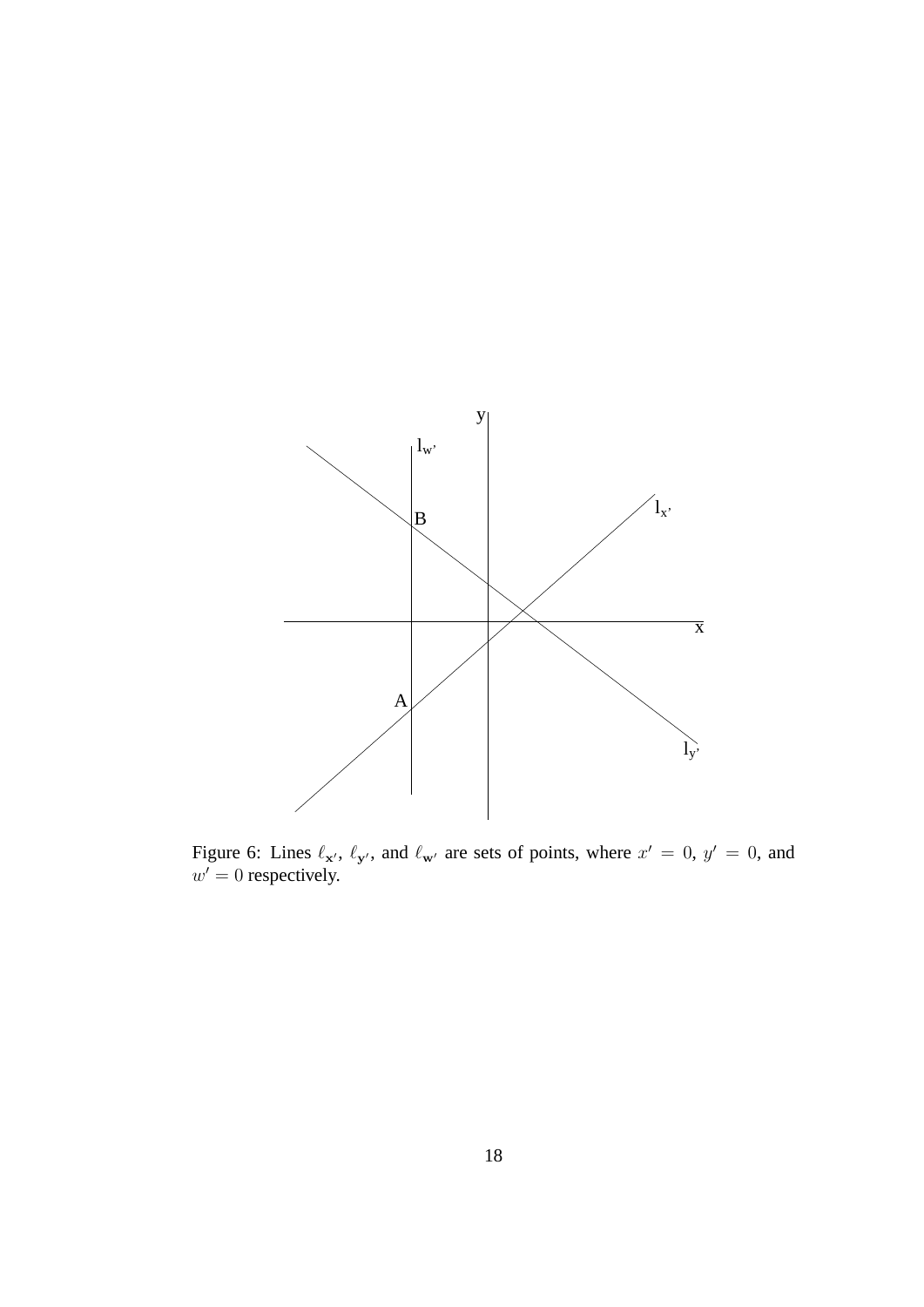Figure 6: Lines $\ell_{\mathbf{x}'}$, $\ell_{\mathbf{y}'}$, and $\ell_{\mathbf{w}'}$ are sets of points, where $x' = 0$, $y' = 0$, and $w' = 0$ respectively.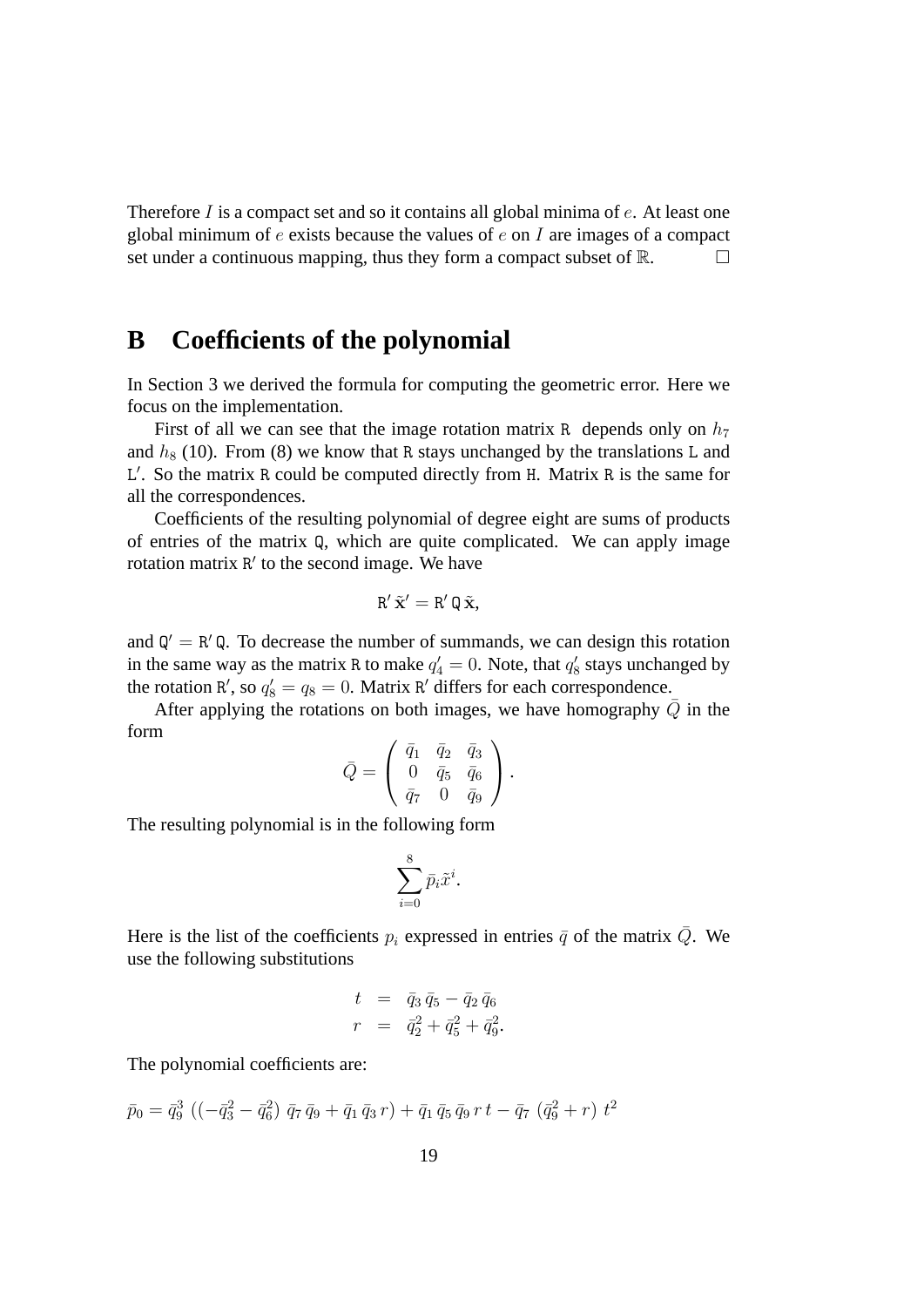Therefore $I$ is a compact set and so it contains all global minima of $e$. At least one global minimum of $e$ exists because the values of $e$ on $I$ are images of a compact set under a continuous mapping, thus they form a compact subset of $\mathbb{R}$. $\square$

# B Coefficients of the polynomial

In Section 3 we derived the formula for computing the geometric error. Here we focus on the implementation.

First of all we can see that the image rotation matrix $\mathtt{R}$ depends only on $h_7$ and $h_8$ (10). From (8) we know that $\mathtt{R}$ stays unchanged by the translations $\mathtt{L}$ and $\mathtt{L}'$. So the matrix $\mathtt{R}$ could be computed directly from $\mathtt{H}$. Matrix $\mathtt{R}$ is the same for all the correspondences.

Coefficients of the resulting polynomial of degree eight are sums of products of entries of the matrix $\mathtt{Q}$, which are quite complicated. We can apply image rotation matrix $\mathtt{R}'$ to the second image. We have

$$\mathtt{R}'\,\tilde{\mathbf{x}}' = \mathtt{R}'\,\mathtt{Q}\,\tilde{\mathbf{x}},$$

and $\mathtt{Q}' = \mathtt{R}'\,\mathtt{Q}$. To decrease the number of summands, we can design this rotation in the same way as the matrix $\mathtt{R}$ to make $q'_4 = 0$. Note, that $q'_8$ stays unchanged by the rotation $\mathtt{R}'$, so $q'_8 = q_8 = 0$. Matrix $\mathtt{R}'$ differs for each correspondence.

After applying the rotations on both images, we have homography $\bar{Q}$ in the form

$$\bar{Q} = \begin{pmatrix} \bar{q}_1 & \bar{q}_2 & \bar{q}_3 \\ 0 & \bar{q}_5 & \bar{q}_6 \\ \bar{q}_7 & 0 & \bar{q}_9 \end{pmatrix}.$$

The resulting polynomial is in the following form

$$\sum_{i=0}^{8} \bar{p}_i \tilde{x}^i.$$

Here is the list of the coefficients $p_i$ expressed in entries $\bar{q}$ of the matrix $\bar{Q}$. We use the following substitutions

$$\begin{aligned} t &= \bar{q}_3\,\bar{q}_5 - \bar{q}_2\,\bar{q}_6 \\ r &= \bar{q}_2^2 + \bar{q}_5^2 + \bar{q}_9^2. \end{aligned}$$

The polynomial coefficients are:

$$\bar{p}_0 = \bar{q}_9^3\,\left(\left(-\bar{q}_3^2 - \bar{q}_6^2\right)\,\bar{q}_7\,\bar{q}_9 + \bar{q}_1\,\bar{q}_3\,r\right) + \bar{q}_1\,\bar{q}_5\,\bar{q}_9\,r\,t - \bar{q}_7\,\left(\bar{q}_9^2 + r\right)\,t^2$$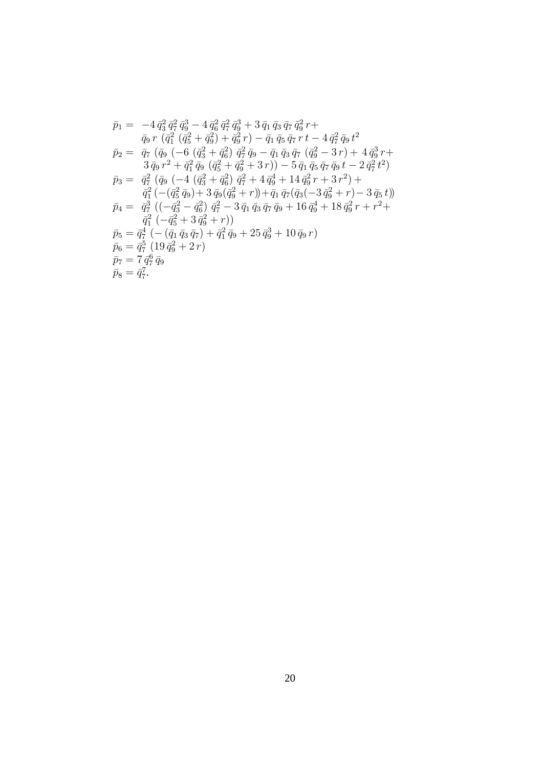$$
\begin{aligned}
\bar{p}_1 = \; & -4\,\bar{q}_3^2\,\bar{q}_7^2\,\bar{q}_9^3 - 4\,\bar{q}_6^2\,\bar{q}_7^2\,\bar{q}_9^3 + 3\,\bar{q}_1\,\bar{q}_3\,\bar{q}_7\,\bar{q}_9^2\,r + \\
& \bar{q}_9\,r\,\left(\bar{q}_1^2\,\left(\bar{q}_5^2 + \bar{q}_9^2\right) + \bar{q}_9^2\,r\right) - \bar{q}_1\,\bar{q}_5\,\bar{q}_7\,r\,t - 4\,\bar{q}_7^2\,\bar{q}_9\,t^2 \\
\bar{p}_2 = \; & \bar{q}_7\,\left(\bar{q}_9\,\left(-6\,\left(\bar{q}_3^2 + \bar{q}_6^2\right)\,\bar{q}_7^2\,\bar{q}_9 - \bar{q}_1\,\bar{q}_3\,\bar{q}_7\,\left(\bar{q}_9^2 - 3\,r\right) + 4\,\bar{q}_9^3\,r + \right.\right. \\
& \left.\left. 3\,\bar{q}_9\,r^2 + \bar{q}_1^2\,\bar{q}_9\,\left(\bar{q}_5^2 + \bar{q}_9^2 + 3\,r\right)\right) - 5\,\bar{q}_1\,\bar{q}_5\,\bar{q}_7\,\bar{q}_9\,t - 2\,\bar{q}_7^2\,t^2\right) \\
\bar{p}_3 = \; & \bar{q}_7^2\,\left(\bar{q}_9\,\left(-4\,\left(\bar{q}_3^2 + \bar{q}_6^2\right)\,\bar{q}_7^2 + 4\,\bar{q}_9^4 + 14\,\bar{q}_9^2\,r + 3\,r^2\right) + \right. \\
& \left. \bar{q}_1^2\,\left(-(\bar{q}_5^2\,\bar{q}_9) + 3\,\bar{q}_9(\bar{q}_9^2 + r)\right) + \bar{q}_1\,\bar{q}_7(\bar{q}_3(-3\,\bar{q}_9^2 + r) - 3\,\bar{q}_5\,t)\right) \\
\bar{p}_4 = \; & \bar{q}_7^3\,\left(\left(-\bar{q}_3^2 - \bar{q}_6^2\right)\,\bar{q}_7^2 - 3\,\bar{q}_1\,\bar{q}_3\,\bar{q}_7\,\bar{q}_9 + 16\,\bar{q}_9^4 + 18\,\bar{q}_9^2\,r + r^2 + \right. \\
& \left. \bar{q}_1^2\,\left(-\bar{q}_5^2 + 3\,\bar{q}_9^2 + r\right)\right) \\
\bar{p}_5 = \; & \bar{q}_7^4\,\left(-\left(\bar{q}_1\,\bar{q}_3\,\bar{q}_7\right) + \bar{q}_1^2\,\bar{q}_9 + 25\,\bar{q}_9^3 + 10\,\bar{q}_9\,r\right) \\
\bar{p}_6 = \; & \bar{q}_7^5\,\left(19\,\bar{q}_9^2 + 2\,r\right) \\
\bar{p}_7 = \; & 7\,\bar{q}_7^6\,\bar{q}_9 \\
\bar{p}_8 = \; & \bar{q}_7^7.
\end{aligned}
$$